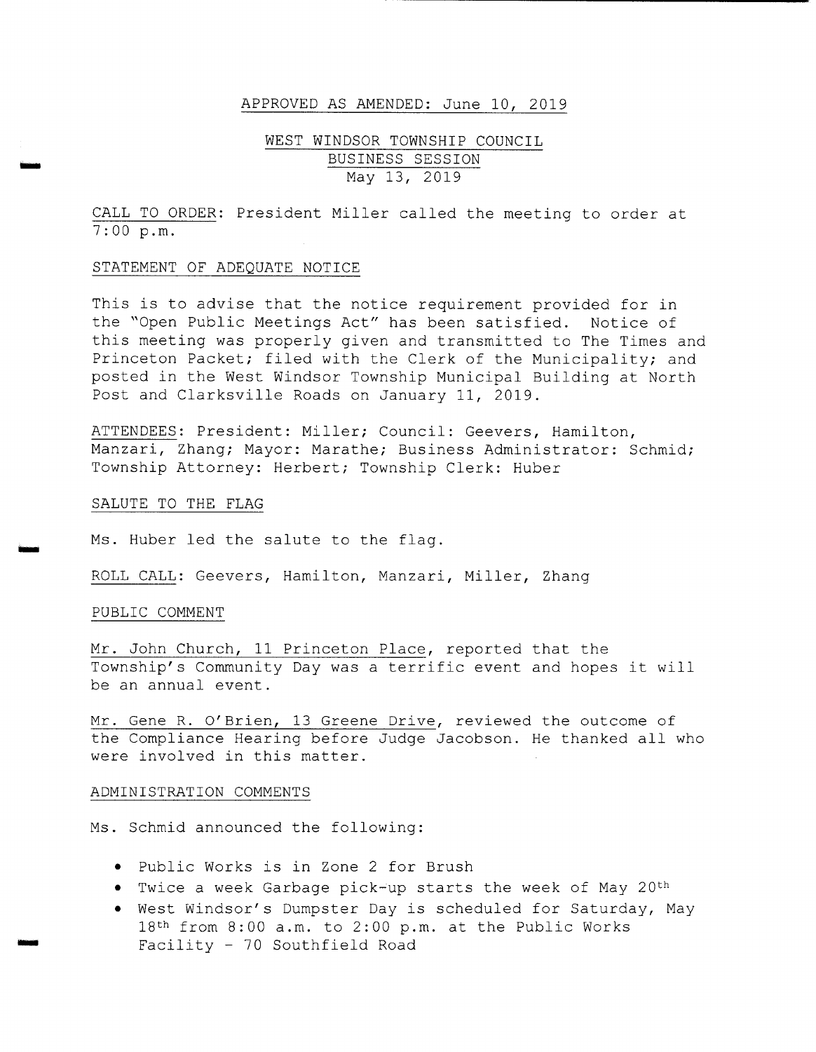APPROVED AS AMENDED: June 10, 2019

# WEST WINDSOR TOWNSHIP COUNCIL
## BUSINESS SESSION
## May 13, 2019

CALL TO ORDER: President Miller called the meeting to order at 7:00 p.m.

STATEMENT OF ADEQUATE NOTICE

This is to advise that the notice requirement provided for in the "Open Public Meetings Act" has been satisfied. Notice of this meeting was properly given and transmitted to The Times and Princeton Packet; filed with the Clerk of the Municipality; and posted in the West Windsor Township Municipal Building at North Post and Clarksville Roads on January 11, 2019.

ATTENDEES: President: Miller; Council: Geevers, Hamilton, Manzari, Zhang; Mayor: Marathe; Business Administrator: Schmid; Township Attorney: Herbert; Township Clerk: Huber

SALUTE TO THE FLAG

Ms. Huber led the salute to the flag.

ROLL CALL: Geevers, Hamilton, Manzari, Miller, Zhang

PUBLIC COMMENT

Mr. John Church, 11 Princeton Place, reported that the Township's Community Day was a terrific event and hopes it will be an annual event.

Mr. Gene R. O'Brien, 13 Greene Drive, reviewed the outcome of the Compliance Hearing before Judge Jacobson. He thanked all who were involved in this matter.

ADMINISTRATION COMMENTS

Ms. Schmid announced the following:

- Public Works is in Zone 2 for Brush
- Twice a week Garbage pick-up starts the week of May 20th
- West Windsor's Dumpster Day is scheduled for Saturday, May 18th from 8:00 a.m. to 2:00 p.m. at the Public Works Facility - 70 Southfield Road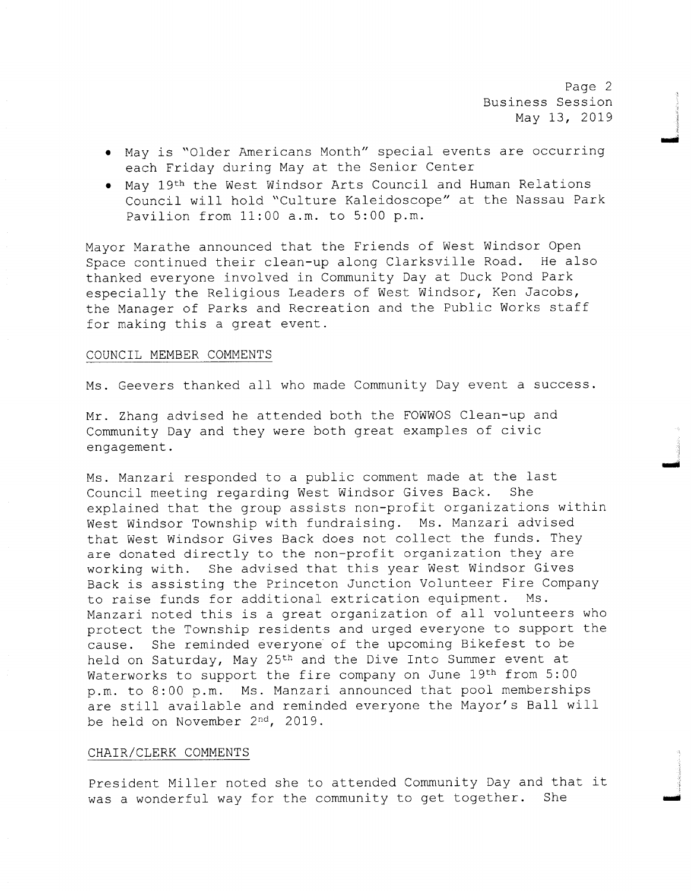- May is "Older Americans Month" special events are occurring each Friday during May at the Senior Center
- May 19th the West Windsor Arts Council and Human Relations Council will hold "Culture Kaleidoscope" at the Nassau Park Pavilion from 11:00 a.m. to 5:00 p.m.

Mayor Marathe announced that the Friends of West Windsor Open Space continued their clean-up along Clarksville Road. He also thanked everyone involved in Community Day at Duck Pond Park especially the Religious Leaders of West Windsor, Ken Jacobs, the Manager of Parks and Recreation and the Public Works staff for making this a great event.

## COUNCIL MEMBER COMMENTS

Ms. Geevers thanked all who made Community Day event a success.

Mr. Zhang advised he attended both the FOWWOS Clean-up and Community Day and they were both great examples of civic engagement.

Ms. Manzari responded to a public comment made at the last Council meeting regarding West Windsor Gives Back. She explained that the group assists non-profit organizations within West Windsor Township with fundraising. Ms. Manzari advised that West Windsor Gives Back does not collect the funds. They are donated directly to the non-profit organization they are working with. She advised that this year West Windsor Gives Back is assisting the Princeton Junction Volunteer Fire Company to raise funds for additional extrication equipment. Ms. Manzari noted this is a great organization of all volunteers who protect the Township residents and urged everyone to support the cause. She reminded everyone of the upcoming Bikefest to be held on Saturday, May 25th and the Dive Into Summer event at Waterworks to support the fire company on June 19th from 5:00 p.m. to 8:00 p.m. Ms. Manzari announced that pool memberships are still available and reminded everyone the Mayor's Ball will be held on November 2nd, 2019.

## CHAIR/CLERK COMMENTS

President Miller noted she to attended Community Day and that it was a wonderful way for the community to get together. She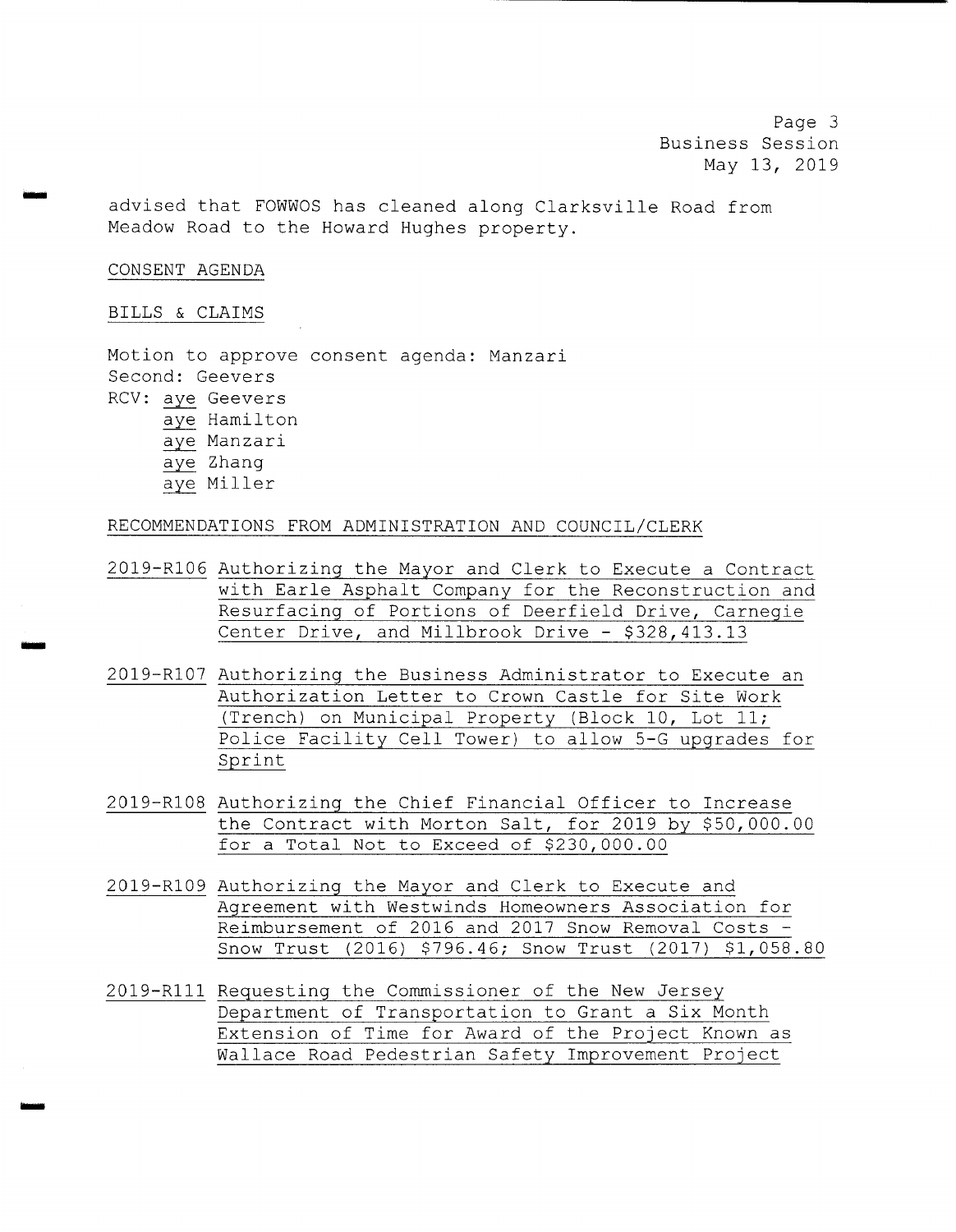advised that FOWWOS has cleaned along Clarksville Road from Meadow Road to the Howard Hughes property.

CONSENT AGENDA

BILLS & CLAIMS

Motion to approve consent agenda: Manzari
Second: Geevers
RCV: aye Geevers
aye Hamilton
aye Manzari
aye Zhang
aye Miller

RECOMMENDATIONS FROM ADMINISTRATION AND COUNCIL/CLERK

2019-R106 Authorizing the Mayor and Clerk to Execute a Contract with Earle Asphalt Company for the Reconstruction and Resurfacing of Portions of Deerfield Drive, Carnegie Center Drive, and Millbrook Drive - $328,413.13

2019-R107 Authorizing the Business Administrator to Execute an Authorization Letter to Crown Castle for Site Work (Trench) on Municipal Property (Block 10, Lot 11; Police Facility Cell Tower) to allow 5-G upgrades for Sprint

2019-R108 Authorizing the Chief Financial Officer to Increase the Contract with Morton Salt, for 2019 by $50,000.00 for a Total Not to Exceed of $230,000.00

2019-R109 Authorizing the Mayor and Clerk to Execute and Agreement with Westwinds Homeowners Association for Reimbursement of 2016 and 2017 Snow Removal Costs - Snow Trust (2016) $796.46; Snow Trust (2017) $1,058.80

2019-R111 Requesting the Commissioner of the New Jersey Department of Transportation to Grant a Six Month Extension of Time for Award of the Project Known as Wallace Road Pedestrian Safety Improvement Project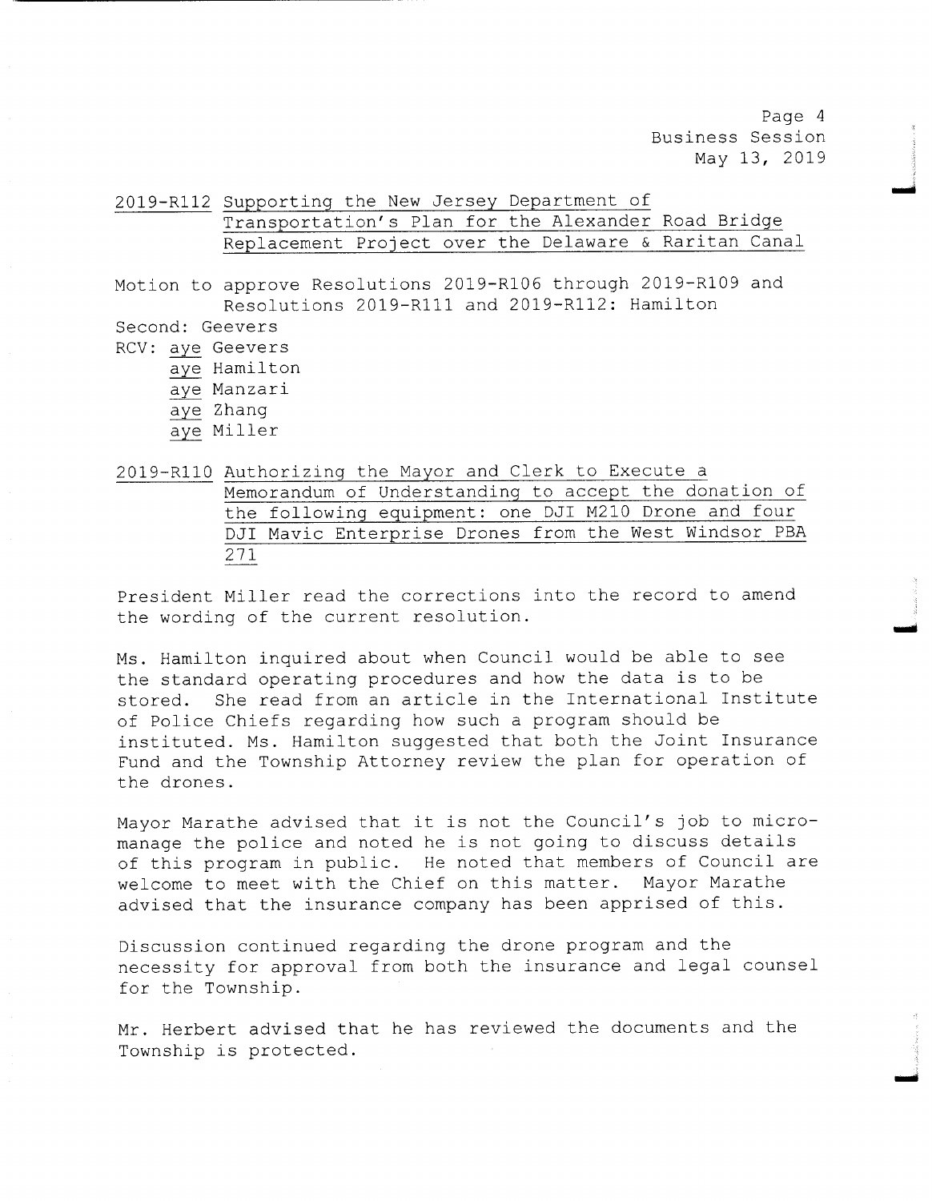2019-R112 <u>Supporting the New Jersey Department of Transportation's Plan for the Alexander Road Bridge Replacement Project over the Delaware & Raritan Canal</u>

Motion to approve Resolutions 2019-R106 through 2019-R109 and Resolutions 2019-R111 and 2019-R112: Hamilton

Second: Geevers

RCV: <u>aye</u> Geevers
<u>aye</u> Hamilton
<u>aye</u> Manzari
<u>aye</u> Zhang
<u>aye</u> Miller

2019-R110 <u>Authorizing the Mayor and Clerk to Execute a Memorandum of Understanding to accept the donation of the following equipment: one DJI M210 Drone and four DJI Mavic Enterprise Drones from the West Windsor PBA 271</u>

President Miller read the corrections into the record to amend the wording of the current resolution.

Ms. Hamilton inquired about when Council would be able to see the standard operating procedures and how the data is to be stored. She read from an article in the International Institute of Police Chiefs regarding how such a program should be instituted. Ms. Hamilton suggested that both the Joint Insurance Fund and the Township Attorney review the plan for operation of the drones.

Mayor Marathe advised that it is not the Council's job to micro-manage the police and noted he is not going to discuss details of this program in public. He noted that members of Council are welcome to meet with the Chief on this matter. Mayor Marathe advised that the insurance company has been apprised of this.

Discussion continued regarding the drone program and the necessity for approval from both the insurance and legal counsel for the Township.

Mr. Herbert advised that he has reviewed the documents and the Township is protected.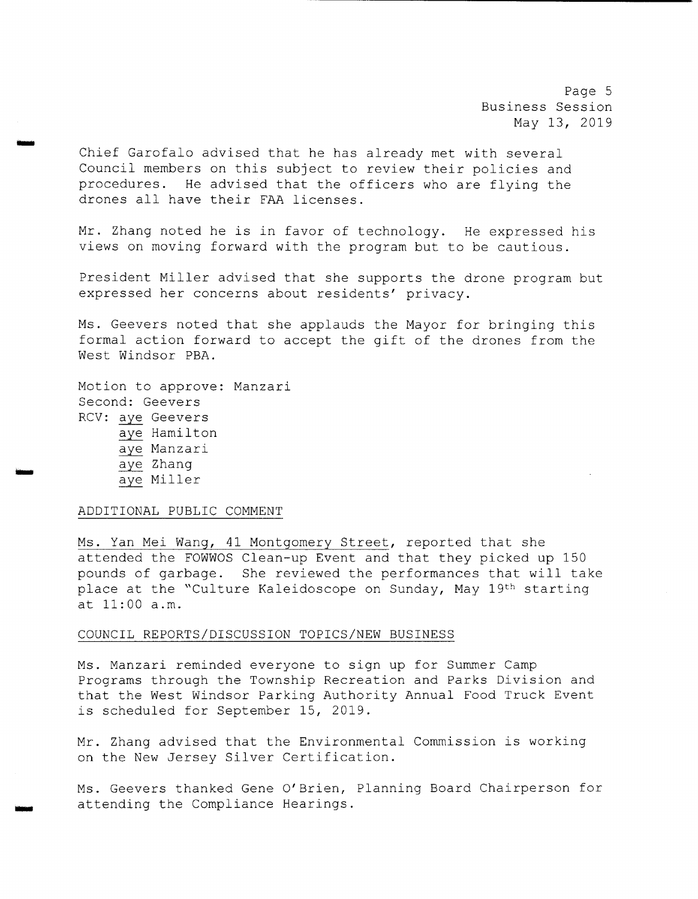Chief Garofalo advised that he has already met with several Council members on this subject to review their policies and procedures. He advised that the officers who are flying the drones all have their FAA licenses.

Mr. Zhang noted he is in favor of technology. He expressed his views on moving forward with the program but to be cautious.

President Miller advised that she supports the drone program but expressed her concerns about residents' privacy.

Ms. Geevers noted that she applauds the Mayor for bringing this formal action forward to accept the gift of the drones from the West Windsor PBA.

Motion to approve: Manzari
Second: Geevers
RCV: aye Geevers
aye Hamilton
aye Manzari
aye Zhang
aye Miller

ADDITIONAL PUBLIC COMMENT

Ms. Yan Mei Wang, 41 Montgomery Street, reported that she attended the FOWWOS Clean-up Event and that they picked up 150 pounds of garbage. She reviewed the performances that will take place at the "Culture Kaleidoscope on Sunday, May 19th starting at 11:00 a.m.

COUNCIL REPORTS/DISCUSSION TOPICS/NEW BUSINESS

Ms. Manzari reminded everyone to sign up for Summer Camp Programs through the Township Recreation and Parks Division and that the West Windsor Parking Authority Annual Food Truck Event is scheduled for September 15, 2019.

Mr. Zhang advised that the Environmental Commission is working on the New Jersey Silver Certification.

Ms. Geevers thanked Gene O'Brien, Planning Board Chairperson for attending the Compliance Hearings.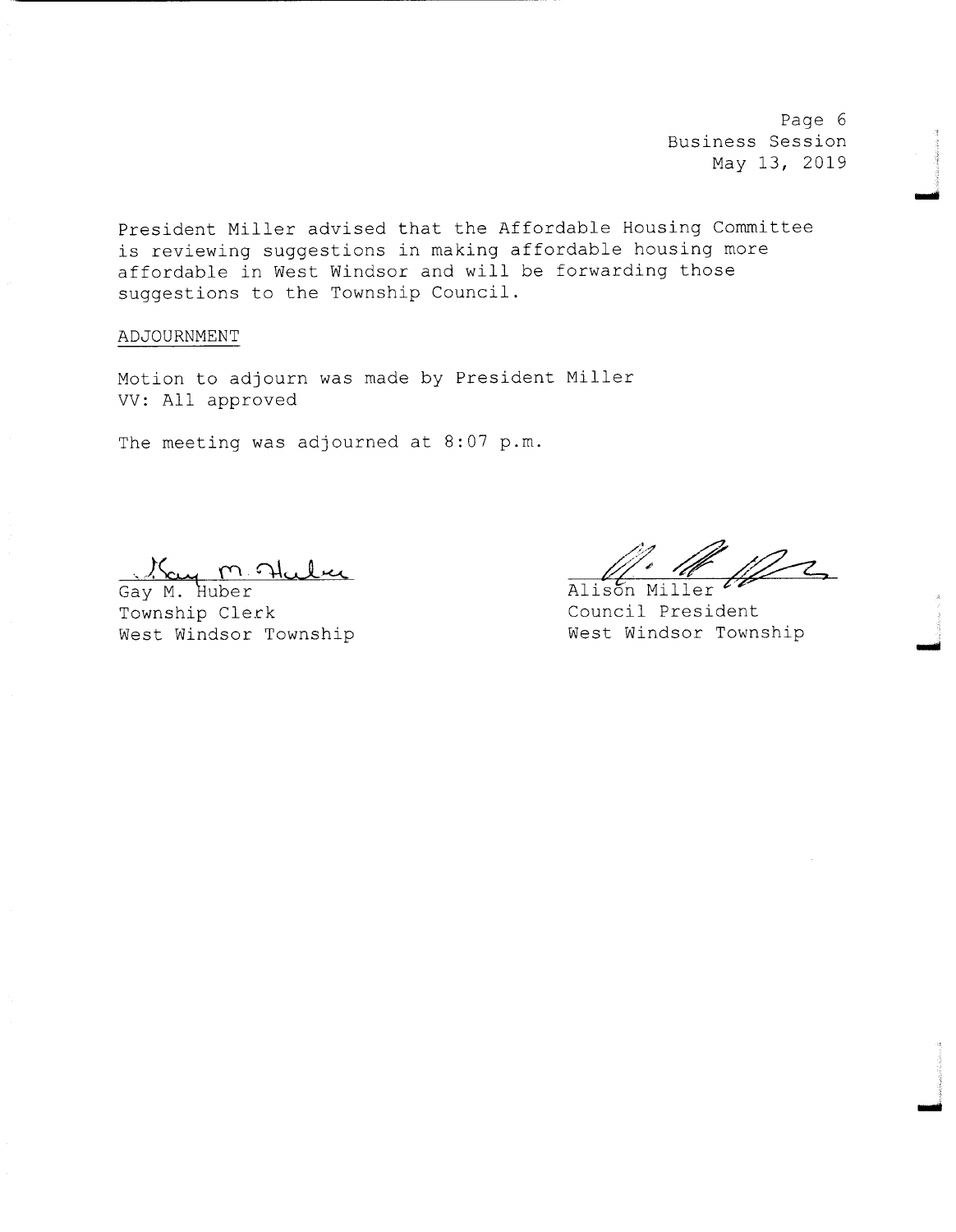President Miller advised that the Affordable Housing Committee is reviewing suggestions in making affordable housing more affordable in West Windsor and will be forwarding those suggestions to the Township Council.

ADJOURNMENT

Motion to adjourn was made by President Miller
VV: All approved

The meeting was adjourned at 8:07 p.m.

Gay M. Huber
Township Clerk
West Windsor Township

Alison Miller
Council President
West Windsor Township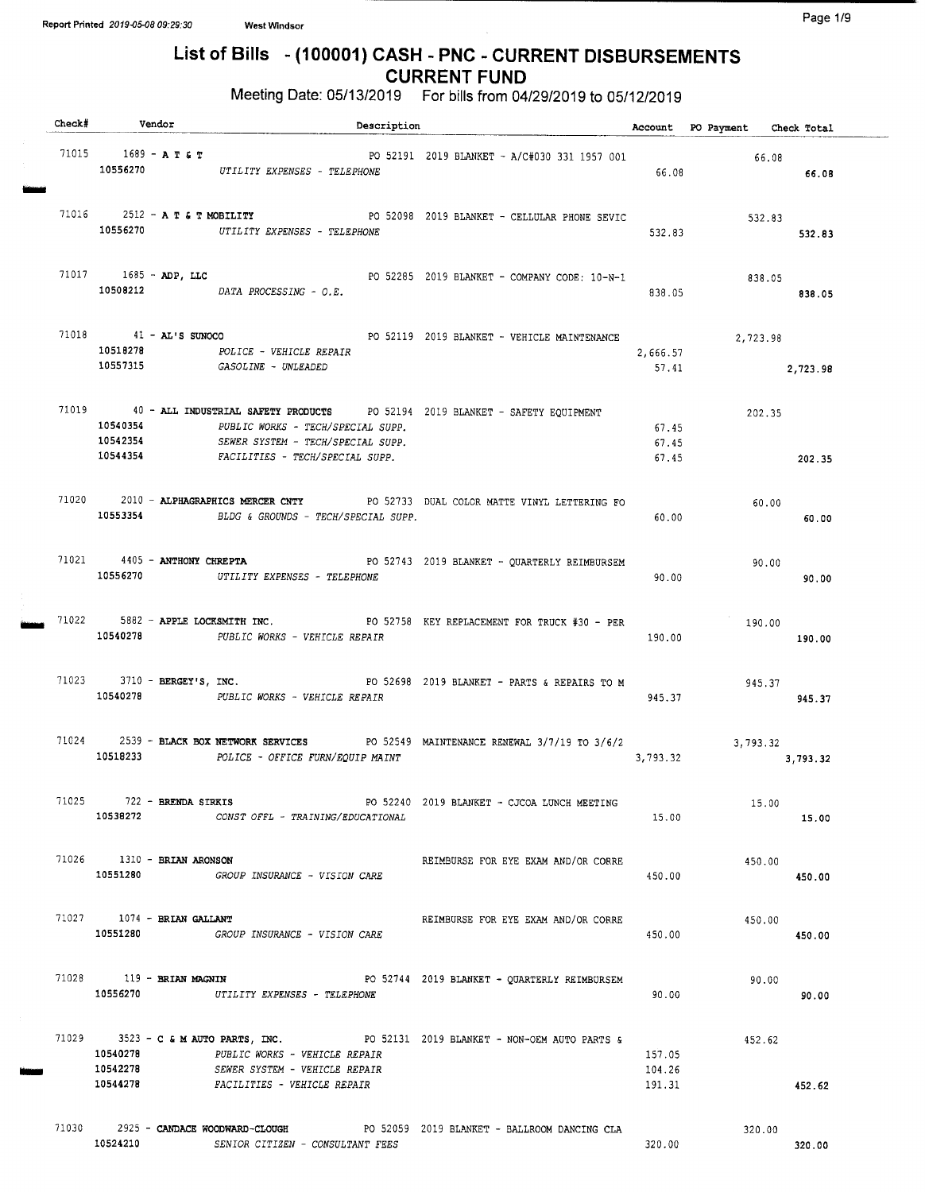# List of Bills - (100001) CASH - PNC - CURRENT DISBURSEMENTS
## CURRENT FUND

Meeting Date: 05/13/2019 For bills from 04/29/2019 to 05/12/2019

| Check# | Vendor | Description | Account | PO Payment | Check Total |
|---|---|---|---|---|---|
| 71015 | 1689 - **A T & T** | PO 52191 2019 BLANKET - A/C#030 331 1957 001 | | 66.08 | |
| | 10556270 | *UTILITY EXPENSES - TELEPHONE* | 66.08 | | 66.08 |
| 71016 | 2512 - **A T & T MOBILITY** | PO 52098 2019 BLANKET - CELLULAR PHONE SEVIC | | 532.83 | |
| | 10556270 | *UTILITY EXPENSES - TELEPHONE* | 532.83 | | 532.83 |
| 71017 | 1685 - **ADP, LLC** | PO 52285 2019 BLANKET - COMPANY CODE: 10-N-1 | | 838.05 | |
| | 10508212 | *DATA PROCESSING - O.E.* | 838.05 | | 838.05 |
| 71018 | 41 - **AL'S SUNOCO** | PO 52119 2019 BLANKET - VEHICLE MAINTENANCE | | 2,723.98 | |
| | 10518278 | *POLICE - VEHICLE REPAIR* | 2,666.57 | | |
| | 10557315 | *GASOLINE - UNLEADED* | 57.41 | | 2,723.98 |
| 71019 | 40 - **ALL INDUSTRIAL SAFETY PRODUCTS** | PO 52194 2019 BLANKET - SAFETY EQUIPMENT | | 202.35 | |
| | 10540354 | *PUBLIC WORKS - TECH/SPECIAL SUPP.* | 67.45 | | |
| | 10542354 | *SEWER SYSTEM - TECH/SPECIAL SUPP.* | 67.45 | | |
| | 10544354 | *FACILITIES - TECH/SPECIAL SUPP.* | 67.45 | | 202.35 |
| 71020 | 2010 - **ALPHAGRAPHICS MERCER CNTY** | PO 52733 DUAL COLOR MATTE VINYL LETTERING FO | | 60.00 | |
| | 10553354 | *BLDG & GROUNDS - TECH/SPECIAL SUPP.* | 60.00 | | 60.00 |
| 71021 | 4405 - **ANTHONY CHREPTA** | PO 52743 2019 BLANKET - QUARTERLY REIMBURSEM | | 90.00 | |
| | 10556270 | *UTILITY EXPENSES - TELEPHONE* | 90.00 | | 90.00 |
| 71022 | 5882 - **APPLE LOCKSMITH INC.** | PO 52758 KEY REPLACEMENT FOR TRUCK #30 - PER | | 190.00 | |
| | 10540278 | *PUBLIC WORKS - VEHICLE REPAIR* | 190.00 | | 190.00 |
| 71023 | 3710 - **BERGEY'S, INC.** | PO 52698 2019 BLANKET - PARTS & REPAIRS TO M | | 945.37 | |
| | 10540278 | *PUBLIC WORKS - VEHICLE REPAIR* | 945.37 | | 945.37 |
| 71024 | 2539 - **BLACK BOX NETWORK SERVICES** | PO 52549 MAINTENANCE RENEWAL 3/7/19 TO 3/6/2 | | 3,793.32 | |
| | 10518233 | *POLICE - OFFICE FURN/EQUIP MAINT* | 3,793.32 | | 3,793.32 |
| 71025 | 722 - **BRENDA SIRKIS** | PO 52240 2019 BLANKET - CJCOA LUNCH MEETING | | 15.00 | |
| | 10538272 | *CONST OFFL - TRAINING/EDUCATIONAL* | 15.00 | | 15.00 |
| 71026 | 1310 - **BRIAN ARONSON** | REIMBURSE FOR EYE EXAM AND/OR CORRE | | 450.00 | |
| | 10551280 | *GROUP INSURANCE - VISION CARE* | 450.00 | | 450.00 |
| 71027 | 1074 - **BRIAN GALLANT** | REIMBURSE FOR EYE EXAM AND/OR CORRE | | 450.00 | |
| | 10551280 | *GROUP INSURANCE - VISION CARE* | 450.00 | | 450.00 |
| 71028 | 119 - **BRIAN MAGNIN** | PO 52744 2019 BLANKET - QUARTERLY REIMBURSEM | | 90.00 | |
| | 10556270 | *UTILITY EXPENSES - TELEPHONE* | 90.00 | | 90.00 |
| 71029 | 3523 - **C & M AUTO PARTS, INC.** | PO 52131 2019 BLANKET - NON-OEM AUTO PARTS & | | 452.62 | |
| | 10540278 | *PUBLIC WORKS - VEHICLE REPAIR* | 157.05 | | |
| | 10542278 | *SEWER SYSTEM - VEHICLE REPAIR* | 104.26 | | |
| | 10544278 | *FACILITIES - VEHICLE REPAIR* | 191.31 | | 452.62 |
| 71030 | 2925 - **CANDACE WOODWARD-CLOUGH** | PO 52059 2019 BLANKET - BALLROOM DANCING CLA | | 320.00 | |
| | 10524210 | *SENIOR CITIZEN - CONSULTANT FEES* | 320.00 | | 320.00 |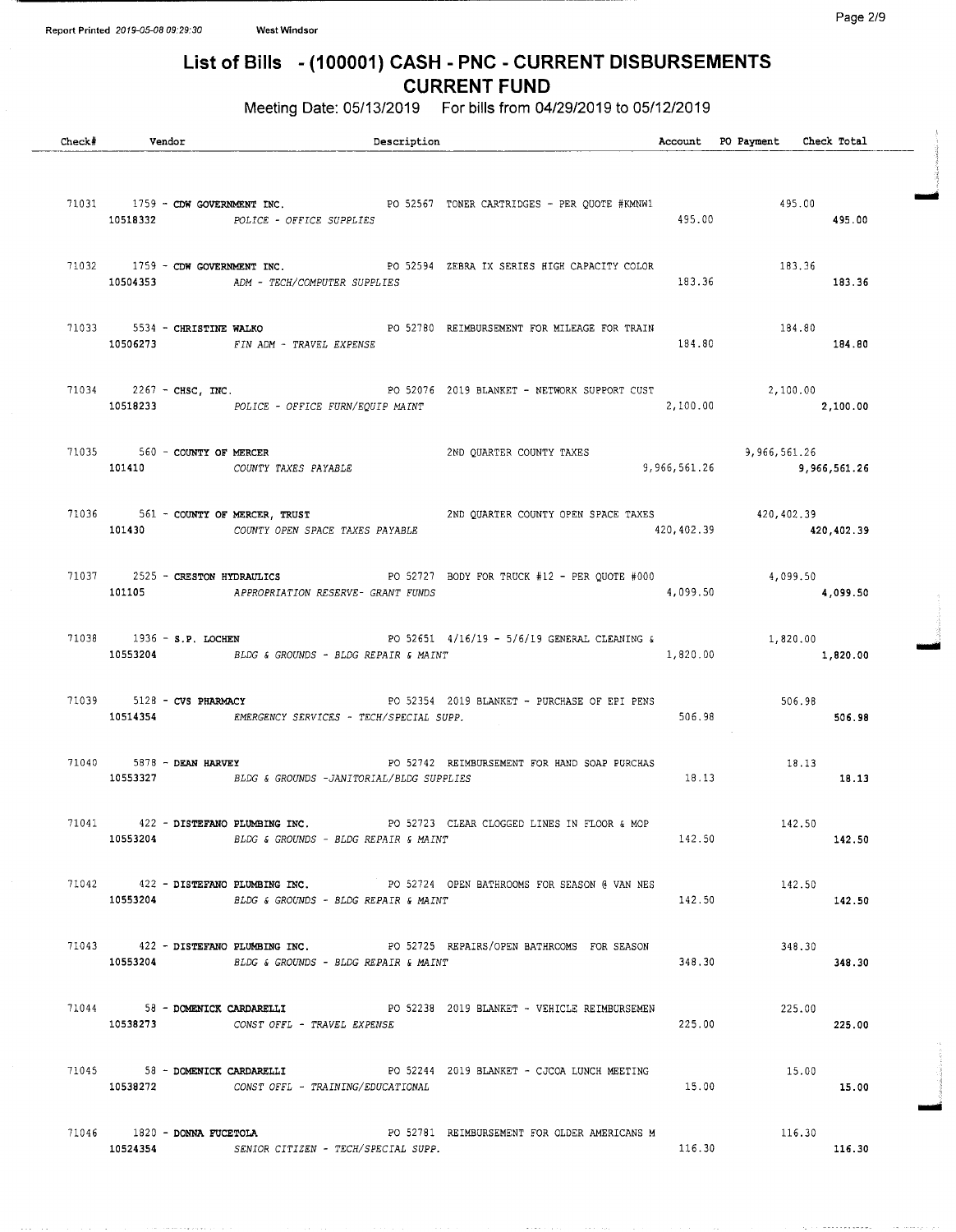Report Printed 2019-05-08 09:29:30 West Windsor

# List of Bills - (100001) CASH - PNC - CURRENT DISBURSEMENTS CURRENT FUND

Meeting Date: 05/13/2019 For bills from 04/29/2019 to 05/12/2019

| Check# | Vendor | Description | Account | PO Payment | Check Total |
|---|---|---|---|---|---|
| 71031 | 1759 - **CDW GOVERNMENT INC.** | PO 52567 TONER CARTRIDGES - PER QUOTE #KMNW1 | | 495.00 | |
| | 10518332 | *POLICE - OFFICE SUPPLIES* | 495.00 | | 495.00 |
| 71032 | 1759 - **CDW GOVERNMENT INC.** | PO 52594 ZEBRA IX SERIES HIGH CAPACITY COLOR | | 183.36 | |
| | 10504353 | *ADM - TECH/COMPUTER SUPPLIES* | 183.36 | | 183.36 |
| 71033 | 5534 - **CHRISTINE WALKO** | PO 52780 REIMBURSEMENT FOR MILEAGE FOR TRAIN | | 184.80 | |
| | 10506273 | *FIN ADM - TRAVEL EXPENSE* | 184.80 | | 184.80 |
| 71034 | 2267 - **CHSC, INC.** | PO 52076 2019 BLANKET - NETWORK SUPPORT CUST | | 2,100.00 | |
| | 10518233 | *POLICE - OFFICE FURN/EQUIP MAINT* | 2,100.00 | | 2,100.00 |
| 71035 | 560 - **COUNTY OF MERCER** | 2ND QUARTER COUNTY TAXES | | 9,966,561.26 | |
| | 101410 | *COUNTY TAXES PAYABLE* | 9,966,561.26 | | 9,966,561.26 |
| 71036 | 561 - **COUNTY OF MERCER, TRUST** | 2ND QUARTER COUNTY OPEN SPACE TAXES | | 420,402.39 | |
| | 101430 | *COUNTY OPEN SPACE TAXES PAYABLE* | 420,402.39 | | 420,402.39 |
| 71037 | 2525 - **CRESTON HYDRAULICS** | PO 52727 BODY FOR TRUCK #12 - PER QUOTE #000 | | 4,099.50 | |
| | 101105 | *APPROPRIATION RESERVE- GRANT FUNDS* | 4,099.50 | | 4,099.50 |
| 71038 | 1936 - **S.P. LOCHEN** | PO 52651 4/16/19 - 5/6/19 GENERAL CLEANING & | | 1,820.00 | |
| | 10553204 | *BLDG & GROUNDS - BLDG REPAIR & MAINT* | 1,820.00 | | 1,820.00 |
| 71039 | 5128 - **CVS PHARMACY** | PO 52354 2019 BLANKET - PURCHASE OF EPI PENS | | 506.98 | |
| | 10514354 | *EMERGENCY SERVICES - TECH/SPECIAL SUPP.* | 506.98 | | 506.98 |
| 71040 | 5878 - **DEAN HARVEY** | PO 52742 REIMBURSEMENT FOR HAND SOAP PURCHAS | | 18.13 | |
| | 10553327 | *BLDG & GROUNDS -JANITORIAL/BLDG SUPPLIES* | 18.13 | | 18.13 |
| 71041 | 422 - **DISTEFANO PLUMBING INC.** | PO 52723 CLEAR CLOGGED LINES IN FLOOR & MOP | | 142.50 | |
| | 10553204 | *BLDG & GROUNDS - BLDG REPAIR & MAINT* | 142.50 | | 142.50 |
| 71042 | 422 - **DISTEFANO PLUMBING INC.** | PO 52724 OPEN BATHROOMS FOR SEASON @ VAN NES | | 142.50 | |
| | 10553204 | *BLDG & GROUNDS - BLDG REPAIR & MAINT* | 142.50 | | 142.50 |
| 71043 | 422 - **DISTEFANO PLUMBING INC.** | PO 52725 REPAIRS/OPEN BATHROOMS FOR SEASON | | 348.30 | |
| | 10553204 | *BLDG & GROUNDS - BLDG REPAIR & MAINT* | 348.30 | | 348.30 |
| 71044 | 58 - **DOMENICK CARDARELLI** | PO 52238 2019 BLANKET - VEHICLE REIMBURSEMEN | | 225.00 | |
| | 10538273 | *CONST OFFL - TRAVEL EXPENSE* | 225.00 | | 225.00 |
| 71045 | 58 - **DOMENICK CARDARELLI** | PO 52244 2019 BLANKET - CJCOA LUNCH MEETING | | 15.00 | |
| | 10538272 | *CONST OFFL - TRAINING/EDUCATIONAL* | 15.00 | | 15.00 |
| 71046 | 1820 - **DONNA FUCETOLA** | PO 52781 REIMBURSEMENT FOR OLDER AMERICANS M | | 116.30 | |
| | 10524354 | *SENIOR CITIZEN - TECH/SPECIAL SUPP.* | 116.30 | | 116.30 |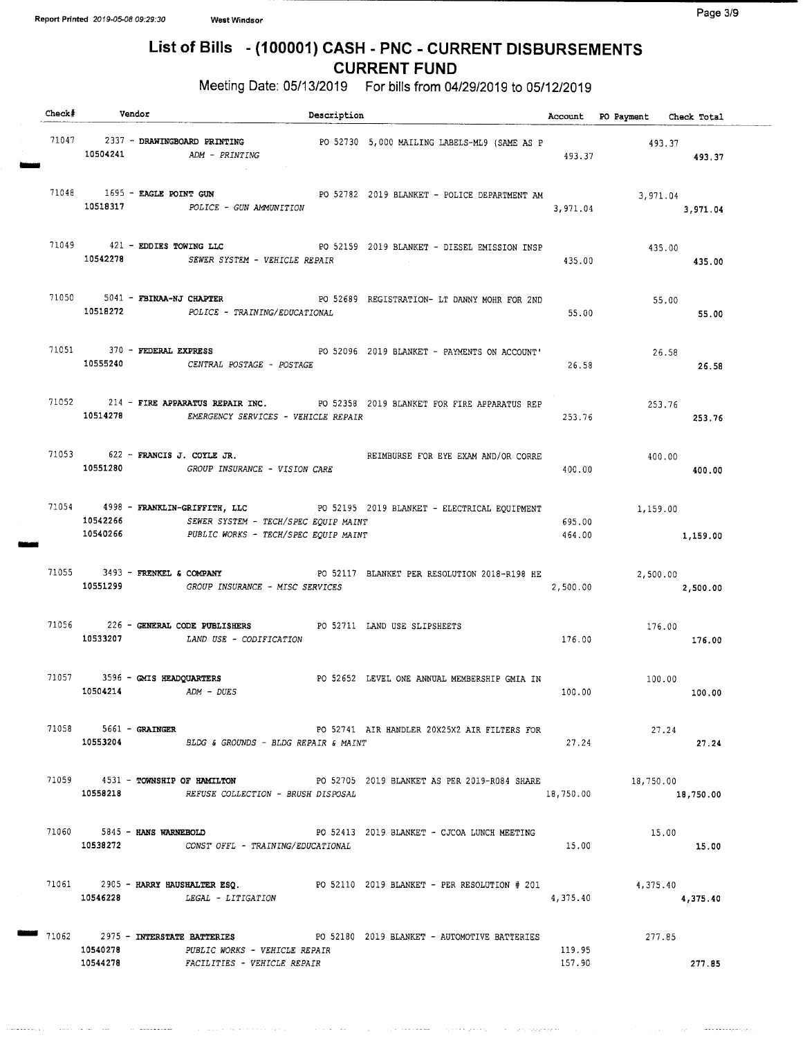# List of Bills - (100001) CASH - PNC - CURRENT DISBURSEMENTS
## CURRENT FUND

Meeting Date: 05/13/2019 For bills from 04/29/2019 to 05/12/2019

| Check# | Vendor | Description | Account | PO Payment | Check Total |
|---|---|---|---|---|---|
| 71047 | 2337 - **DRAWINGBOARD PRINTING** | PO 52730 5,000 MAILING LABELS-ML9 (SAME AS P | | 493.37 | |
| | 10504241 *ADM - PRINTING* | | 493.37 | | 493.37 |
| 71048 | 1695 - **EAGLE POINT GUN** | PO 52782 2019 BLANKET - POLICE DEPARTMENT AM | | 3,971.04 | |
| | 10518317 *POLICE - GUN AMMUNITION* | | 3,971.04 | | 3,971.04 |
| 71049 | 421 - **EDDIES TOWING LLC** | PO 52159 2019 BLANKET - DIESEL EMISSION INSP | | 435.00 | |
| | 10542278 *SEWER SYSTEM - VEHICLE REPAIR* | | 435.00 | | 435.00 |
| 71050 | 5041 - **FBINAA-NJ CHAPTER** | PO 52689 REGISTRATION- LT DANNY MOHR FOR 2ND | | 55.00 | |
| | 10518272 *POLICE - TRAINING/EDUCATIONAL* | | 55.00 | | 55.00 |
| 71051 | 370 - **FEDERAL EXPRESS** | PO 52096 2019 BLANKET - PAYMENTS ON ACCOUNT' | | 26.58 | |
| | 10555240 *CENTRAL POSTAGE - POSTAGE* | | 26.58 | | 26.58 |
| 71052 | 214 - **FIRE APPARATUS REPAIR INC.** | PO 52358 2019 BLANKET FOR FIRE APPARATUS REP | | 253.76 | |
| | 10514278 *EMERGENCY SERVICES - VEHICLE REPAIR* | | 253.76 | | 253.76 |
| 71053 | 622 - **FRANCIS J. COYLE JR.** | REIMBURSE FOR EYE EXAM AND/OR CORRE | | 400.00 | |
| | 10551280 *GROUP INSURANCE - VISION CARE* | | 400.00 | | 400.00 |
| 71054 | 4998 - **FRANKLIN-GRIFFITH, LLC** | PO 52195 2019 BLANKET - ELECTRICAL EQUIPMENT | | 1,159.00 | |
| | 10542266 *SEWER SYSTEM - TECH/SPEC EQUIP MAINT* | | 695.00 | | |
| | 10540266 *PUBLIC WORKS - TECH/SPEC EQUIP MAINT* | | 464.00 | | 1,159.00 |
| 71055 | 3493 - **FRENKEL & COMPANY** | PO 52117 BLANKET PER RESOLUTION 2018-R198 HE | | 2,500.00 | |
| | 10551299 *GROUP INSURANCE - MISC SERVICES* | | 2,500.00 | | 2,500.00 |
| 71056 | 226 - **GENERAL CODE PUBLISHERS** | PO 52711 LAND USE SLIPSHEETS | | 176.00 | |
| | 10533207 *LAND USE - CODIFICATION* | | 176.00 | | 176.00 |
| 71057 | 3596 - **GMIS HEADQUARTERS** | PO 52652 LEVEL ONE ANNUAL MEMBERSHIP GMIA IN | | 100.00 | |
| | 10504214 *ADM - DUES* | | 100.00 | | 100.00 |
| 71058 | 5661 - **GRAINGER** | PO 52741 AIR HANDLER 20X25X2 AIR FILTERS FOR | | 27.24 | |
| | 10553204 *BLDG & GROUNDS - BLDG REPAIR & MAINT* | | 27.24 | | 27.24 |
| 71059 | 4531 - **TOWNSHIP OF HAMILTON** | PO 52705 2019 BLANKET AS PER 2019-R084 SHARE | | 18,750.00 | |
| | 10558218 *REFUSE COLLECTION - BRUSH DISPOSAL* | | 18,750.00 | | 18,750.00 |
| 71060 | 5845 - **HANS WARNEBOLD** | PO 52413 2019 BLANKET - CJCOA LUNCH MEETING | | 15.00 | |
| | 10538272 *CONST OFFL - TRAINING/EDUCATIONAL* | | 15.00 | | 15.00 |
| 71061 | 2905 - **HARRY HAUSHALTER ESQ.** | PO 52110 2019 BLANKET - PER RESOLUTION # 201 | | 4,375.40 | |
| | 10546228 *LEGAL - LITIGATION* | | 4,375.40 | | 4,375.40 |
| 71062 | 2975 - **INTERSTATE BATTERIES** | PO 52180 2019 BLANKET - AUTOMOTIVE BATTERIES | | 277.85 | |
| | 10540278 *PUBLIC WORKS - VEHICLE REPAIR* | | 119.95 | | |
| | 10544278 *FACILITIES - VEHICLE REPAIR* | | 157.90 | | 277.85 |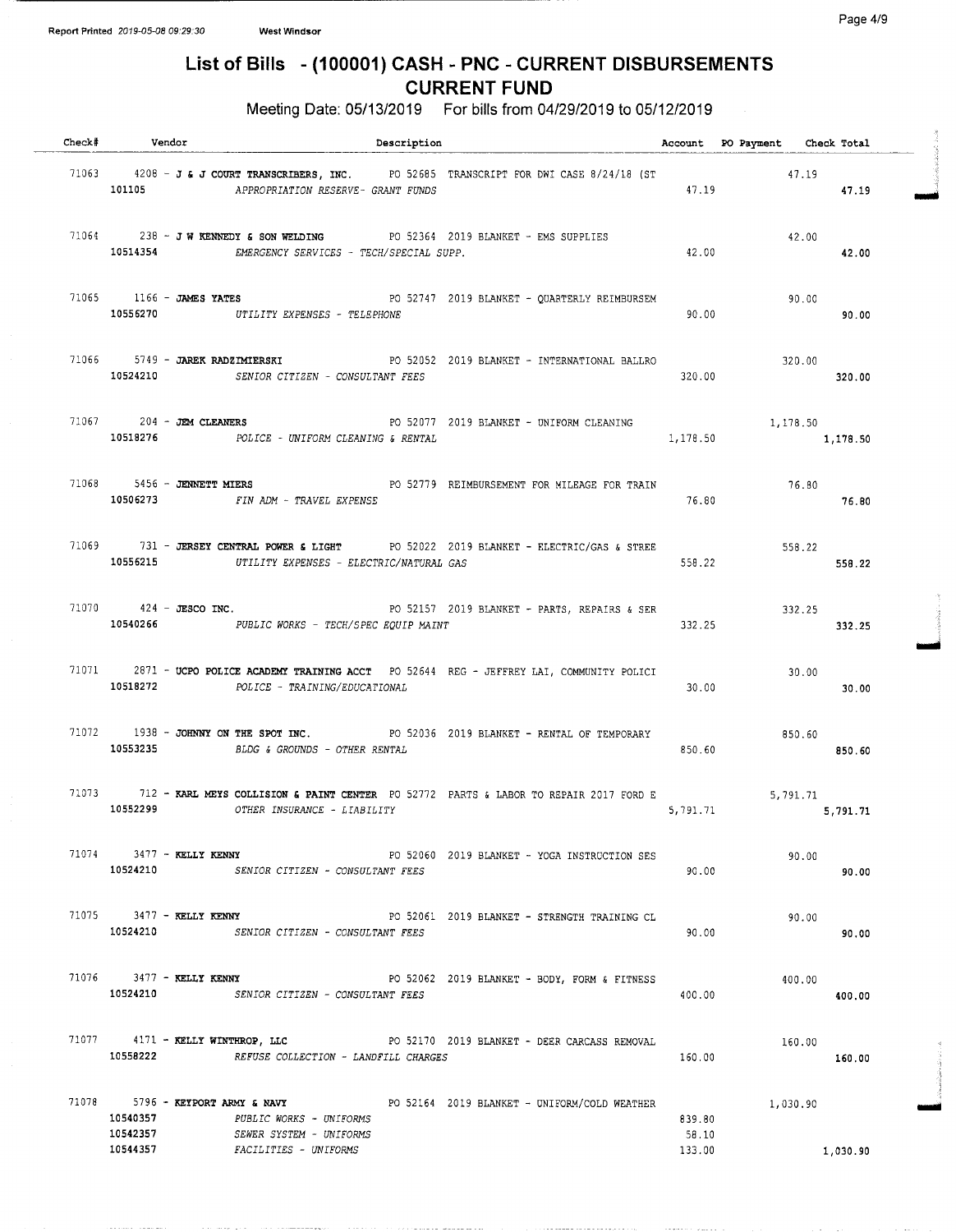# List of Bills - (100001) CASH - PNC - CURRENT DISBURSEMENTS

## CURRENT FUND

Meeting Date: 05/13/2019 For bills from 04/29/2019 to 05/12/2019

| Check# | Vendor | Description | Account | PO Payment | Check Total |
|---|---|---|---|---|---|
| 71063 | 4208 - **J & J COURT TRANSCRIBERS, INC.** | PO 52685 TRANSCRIPT FOR DWI CASE 8/24/18 (ST | | 47.19 | |
| | 101105 | *APPROPRIATION RESERVE- GRANT FUNDS* | 47.19 | | 47.19 |
| 71064 | 238 - **J W KENNEDY & SON WELDING** | PO 52364 2019 BLANKET - EMS SUPPLIES | | 42.00 | |
| | 10514354 | *EMERGENCY SERVICES - TECH/SPECIAL SUPP.* | 42.00 | | 42.00 |
| 71065 | 1166 - **JAMES YATES** | PO 52747 2019 BLANKET - QUARTERLY REIMBURSEM | | 90.00 | |
| | 10556270 | *UTILITY EXPENSES - TELEPHONE* | 90.00 | | 90.00 |
| 71066 | 5749 - **JAREK RADZIMIERSKI** | PO 52052 2019 BLANKET - INTERNATIONAL BALLRO | | 320.00 | |
| | 10524210 | *SENIOR CITIZEN - CONSULTANT FEES* | 320.00 | | 320.00 |
| 71067 | 204 - **JEM CLEANERS** | PO 52077 2019 BLANKET - UNIFORM CLEANING | | 1,178.50 | |
| | 10518276 | *POLICE - UNIFORM CLEANING & RENTAL* | 1,178.50 | | 1,178.50 |
| 71068 | 5456 - **JENNETT MIERS** | PO 52779 REIMBURSEMENT FOR MILEAGE FOR TRAIN | | 76.80 | |
| | 10506273 | *FIN ADM - TRAVEL EXPENSE* | 76.80 | | 76.80 |
| 71069 | 731 - **JERSEY CENTRAL POWER & LIGHT** | PO 52022 2019 BLANKET - ELECTRIC/GAS & STREE | | 558.22 | |
| | 10556215 | *UTILITY EXPENSES - ELECTRIC/NATURAL GAS* | 558.22 | | 558.22 |
| 71070 | 424 - **JESCO INC.** | PO 52157 2019 BLANKET - PARTS, REPAIRS & SER | | 332.25 | |
| | 10540266 | *PUBLIC WORKS - TECH/SPEC EQUIP MAINT* | 332.25 | | 332.25 |
| 71071 | 2871 - **UCPO POLICE ACADEMY TRAINING ACCT** | PO 52644 REG - JEFFREY LAI, COMMUNITY POLICI | | 30.00 | |
| | 10518272 | *POLICE - TRAINING/EDUCATIONAL* | 30.00 | | 30.00 |
| 71072 | 1938 - **JOHNNY ON THE SPOT INC.** | PO 52036 2019 BLANKET - RENTAL OF TEMPORARY | | 850.60 | |
| | 10553235 | *BLDG & GROUNDS - OTHER RENTAL* | 850.60 | | 850.60 |
| 71073 | 712 - **KARL MEYS COLLISION & PAINT CENTER** | PO 52772 PARTS & LABOR TO REPAIR 2017 FORD E | | 5,791.71 | |
| | 10552299 | *OTHER INSURANCE - LIABILITY* | 5,791.71 | | 5,791.71 |
| 71074 | 3477 - **KELLY KENNY** | PO 52060 2019 BLANKET - YOGA INSTRUCTION SES | | 90.00 | |
| | 10524210 | *SENIOR CITIZEN - CONSULTANT FEES* | 90.00 | | 90.00 |
| 71075 | 3477 - **KELLY KENNY** | PO 52061 2019 BLANKET - STRENGTH TRAINING CL | | 90.00 | |
| | 10524210 | *SENIOR CITIZEN - CONSULTANT FEES* | 90.00 | | 90.00 |
| 71076 | 3477 - **KELLY KENNY** | PO 52062 2019 BLANKET - BODY, FORM & FITNESS | | 400.00 | |
| | 10524210 | *SENIOR CITIZEN - CONSULTANT FEES* | 400.00 | | 400.00 |
| 71077 | 4171 - **KELLY WINTHROP, LLC** | PO 52170 2019 BLANKET - DEER CARCASS REMOVAL | | 160.00 | |
| | 10558222 | *REFUSE COLLECTION - LANDFILL CHARGES* | 160.00 | | 160.00 |
| 71078 | 5796 - **KEYPORT ARMY & NAVY** | PO 52164 2019 BLANKET - UNIFORM/COLD WEATHER | | 1,030.90 | |
| | 10540357 | *PUBLIC WORKS - UNIFORMS* | 839.80 | | |
| | 10542357 | *SEWER SYSTEM - UNIFORMS* | 58.10 | | |
| | 10544357 | *FACILITIES - UNIFORMS* | 133.00 | | 1,030.90 |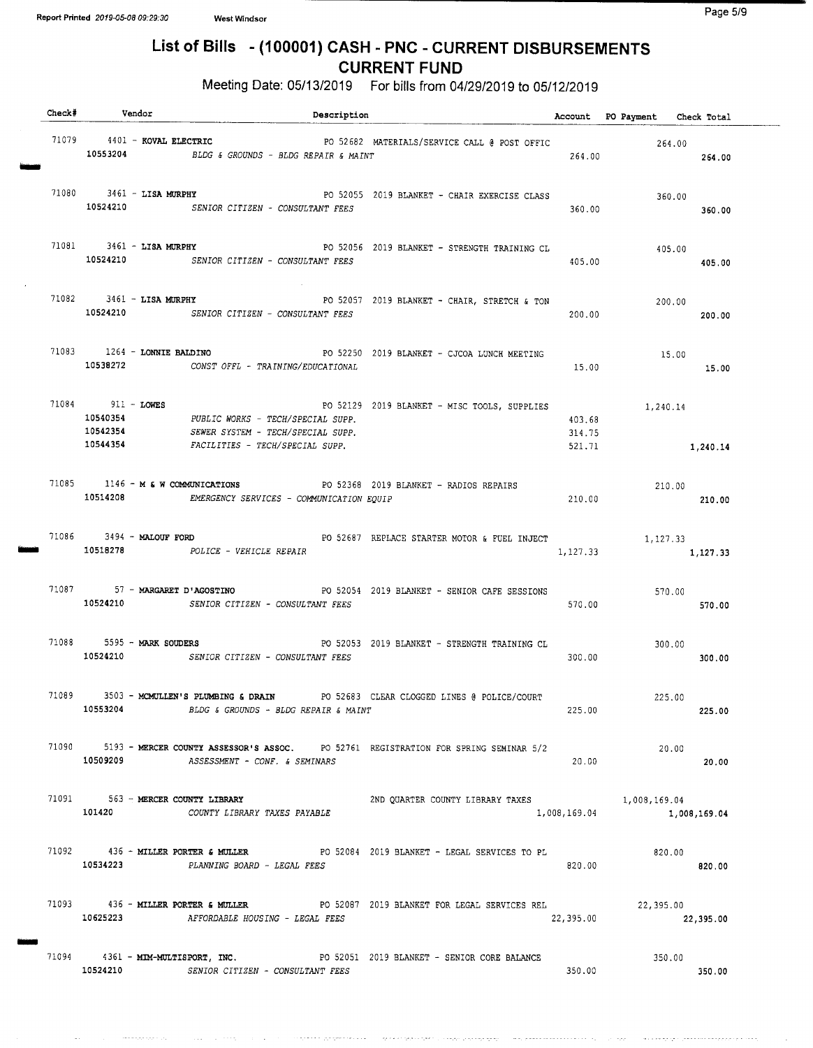# List of Bills - (100001) CASH - PNC - CURRENT DISBURSEMENTS
## CURRENT FUND

Meeting Date: 05/13/2019 For bills from 04/29/2019 to 05/12/2019

| Check# | Vendor | Description | Account | PO Payment | Check Total |
|---|---|---|---|---|---|
| 71079 | 4401 - KOVAL ELECTRIC | PO 52682 MATERIALS/SERVICE CALL @ POST OFFIC | | 264.00 | |
| | 10553204 | BLDG & GROUNDS - BLDG REPAIR & MAINT | 264.00 | | 264.00 |
| 71080 | 3461 - LISA MURPHY | PO 52055 2019 BLANKET - CHAIR EXERCISE CLASS | | 360.00 | |
| | 10524210 | SENIOR CITIZEN - CONSULTANT FEES | 360.00 | | 360.00 |
| 71081 | 3461 - LISA MURPHY | PO 52056 2019 BLANKET - STRENGTH TRAINING CL | | 405.00 | |
| | 10524210 | SENIOR CITIZEN - CONSULTANT FEES | 405.00 | | 405.00 |
| 71082 | 3461 - LISA MURPHY | PO 52057 2019 BLANKET - CHAIR, STRETCH & TON | | 200.00 | |
| | 10524210 | SENIOR CITIZEN - CONSULTANT FEES | 200.00 | | 200.00 |
| 71083 | 1264 - LONNIE BALDINO | PO 52250 2019 BLANKET - CJCOA LUNCH MEETING | | 15.00 | |
| | 10538272 | CONST OFFL - TRAINING/EDUCATIONAL | 15.00 | | 15.00 |
| 71084 | 911 - LOWES | PO 52129 2019 BLANKET - MISC TOOLS, SUPPLIES | | 1,240.14 | |
| | 10540354 | PUBLIC WORKS - TECH/SPECIAL SUPP. | 403.68 | | |
| | 10542354 | SEWER SYSTEM - TECH/SPECIAL SUPP. | 314.75 | | |
| | 10544354 | FACILITIES - TECH/SPECIAL SUPP. | 521.71 | | 1,240.14 |
| 71085 | 1146 - M & W COMMUNICATIONS | PO 52368 2019 BLANKET - RADIOS REPAIRS | | 210.00 | |
| | 10514208 | EMERGENCY SERVICES - COMMUNICATION EQUIP | 210.00 | | 210.00 |
| 71086 | 3494 - MALOUF FORD | PO 52687 REPLACE STARTER MOTOR & FUEL INJECT | | 1,127.33 | |
| | 10518278 | POLICE - VEHICLE REPAIR | 1,127.33 | | 1,127.33 |
| 71087 | 57 - MARGARET D'AGOSTINO | PO 52054 2019 BLANKET - SENIOR CAFE SESSIONS | | 570.00 | |
| | 10524210 | SENIOR CITIZEN - CONSULTANT FEES | 570.00 | | 570.00 |
| 71088 | 5595 - MARK SOUDERS | PO 52053 2019 BLANKET - STRENGTH TRAINING CL | | 300.00 | |
| | 10524210 | SENIOR CITIZEN - CONSULTANT FEES | 300.00 | | 300.00 |
| 71089 | 3503 - MCMULLEN'S PLUMBING & DRAIN | PO 52683 CLEAR CLOGGED LINES @ POLICE/COURT | | 225.00 | |
| | 10553204 | BLDG & GROUNDS - BLDG REPAIR & MAINT | 225.00 | | 225.00 |
| 71090 | 5193 - MERCER COUNTY ASSESSOR'S ASSOC. | PO 52761 REGISTRATION FOR SPRING SEMINAR 5/2 | | 20.00 | |
| | 10509209 | ASSESSMENT - CONF. & SEMINARS | 20.00 | | 20.00 |
| 71091 | 563 - MERCER COUNTY LIBRARY | 2ND QUARTER COUNTY LIBRARY TAXES | | 1,008,169.04 | |
| | 101420 | COUNTY LIBRARY TAXES PAYABLE | 1,008,169.04 | | 1,008,169.04 |
| 71092 | 436 - MILLER PORTER & MULLER | PO 52084 2019 BLANKET - LEGAL SERVICES TO PL | | 820.00 | |
| | 10534223 | PLANNING BOARD - LEGAL FEES | 820.00 | | 820.00 |
| 71093 | 436 - MILLER PORTER & MULLER | PO 52087 2019 BLANKET FOR LEGAL SERVICES REL | | 22,395.00 | |
| | 10625223 | AFFORDABLE HOUSING - LEGAL FEES | 22,395.00 | | 22,395.00 |
| 71094 | 4361 - MIM-MULTISPORT, INC. | PO 52051 2019 BLANKET - SENIOR CORE BALANCE | | 350.00 | |
| | 10524210 | SENIOR CITIZEN - CONSULTANT FEES | 350.00 | | 350.00 |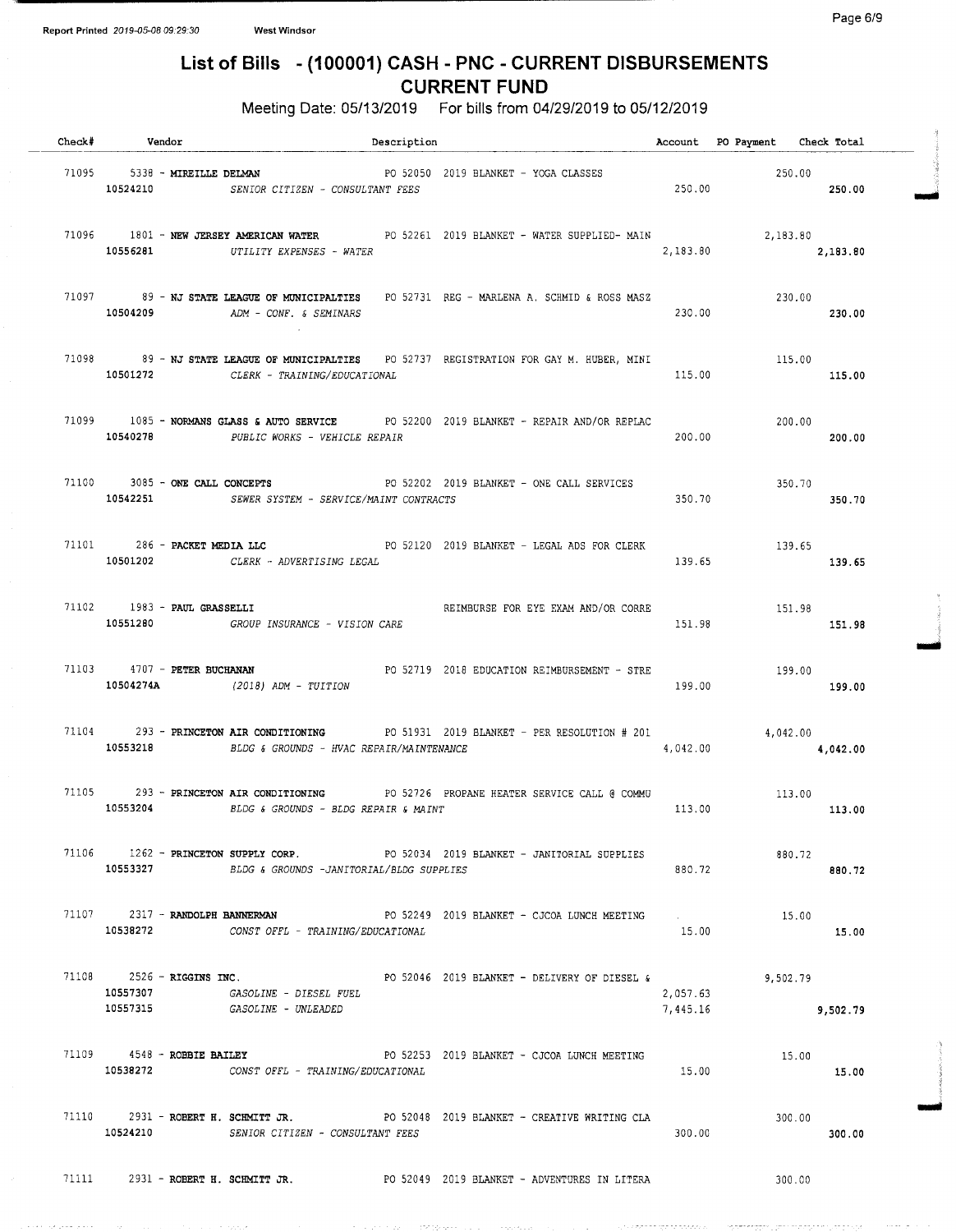Report Printed 2019-05-08 09:29:30 West Windsor

# List of Bills - (100001) CASH - PNC - CURRENT DISBURSEMENTS
## CURRENT FUND

Meeting Date: 05/13/2019 For bills from 04/29/2019 to 05/12/2019

| Check# | Vendor | Description | Account | PO Payment | Check Total |
|---|---|---|---|---|---|
| 71095 | 5338 - **MIREILLE DELMAN** | PO 52050 2019 BLANKET - YOGA CLASSES | | 250.00 | |
| | **10524210** | *SENIOR CITIZEN - CONSULTANT FEES* | 250.00 | | **250.00** |
| 71096 | 1801 - **NEW JERSEY AMERICAN WATER** | PO 52261 2019 BLANKET - WATER SUPPLIED- MAIN | | 2,183.80 | |
| | **10556281** | *UTILITY EXPENSES - WATER* | 2,183.80 | | **2,183.80** |
| 71097 | 89 - **NJ STATE LEAGUE OF MUNICIPALTIES** | PO 52731 REG - MARLENA A. SCHMID & ROSS MASZ | | 230.00 | |
| | **10504209** | *ADM - CONF. & SEMINARS* | 230.00 | | **230.00** |
| 71098 | 89 - **NJ STATE LEAGUE OF MUNICIPALTIES** | PO 52737 REGISTRATION FOR GAY M. HUBER, MINI | | 115.00 | |
| | **10501272** | *CLERK - TRAINING/EDUCATIONAL* | 115.00 | | **115.00** |
| 71099 | 1085 - **NORMANS GLASS & AUTO SERVICE** | PO 52200 2019 BLANKET - REPAIR AND/OR REPLAC | | 200.00 | |
| | **10540278** | *PUBLIC WORKS - VEHICLE REPAIR* | 200.00 | | **200.00** |
| 71100 | 3085 - **ONE CALL CONCEPTS** | PO 52202 2019 BLANKET - ONE CALL SERVICES | | 350.70 | |
| | **10542251** | *SEWER SYSTEM - SERVICE/MAINT CONTRACTS* | 350.70 | | **350.70** |
| 71101 | 286 - **PACKET MEDIA LLC** | PO 52120 2019 BLANKET - LEGAL ADS FOR CLERK | | 139.65 | |
| | **10501202** | *CLERK - ADVERTISING LEGAL* | 139.65 | | **139.65** |
| 71102 | 1983 - **PAUL GRASSELLI** | REIMBURSE FOR EYE EXAM AND/OR CORRE | | 151.98 | |
| | **10551280** | *GROUP INSURANCE - VISION CARE* | 151.98 | | **151.98** |
| 71103 | 4707 - **PETER BUCHANAN** | PO 52719 2018 EDUCATION REIMBURSEMENT - STRE | | 199.00 | |
| | **10504274A** | *(2018) ADM - TUITION* | 199.00 | | **199.00** |
| 71104 | 293 - **PRINCETON AIR CONDITIONING** | PO 51931 2019 BLANKET - PER RESOLUTION # 201 | | 4,042.00 | |
| | **10553218** | *BLDG & GROUNDS - HVAC REPAIR/MAINTENANCE* | 4,042.00 | | **4,042.00** |
| 71105 | 293 - **PRINCETON AIR CONDITIONING** | PO 52726 PROPANE HEATER SERVICE CALL @ COMMU | | 113.00 | |
| | **10553204** | *BLDG & GROUNDS - BLDG REPAIR & MAINT* | 113.00 | | **113.00** |
| 71106 | 1262 - **PRINCETON SUPPLY CORP.** | PO 52034 2019 BLANKET - JANITORIAL SUPPLIES | | 880.72 | |
| | **10553327** | *BLDG & GROUNDS -JANITORIAL/BLDG SUPPLIES* | 880.72 | | **880.72** |
| 71107 | 2317 - **RANDOLPH BANNERMAN** | PO 52249 2019 BLANKET - CJCOA LUNCH MEETING | | 15.00 | |
| | **10538272** | *CONST OFFL - TRAINING/EDUCATIONAL* | 15.00 | | **15.00** |
| 71108 | 2526 - **RIGGINS INC.** | PO 52046 2019 BLANKET - DELIVERY OF DIESEL & | | 9,502.79 | |
| | **10557307** | *GASOLINE - DIESEL FUEL* | 2,057.63 | | |
| | **10557315** | *GASOLINE - UNLEADED* | 7,445.16 | | **9,502.79** |
| 71109 | 4548 - **ROBBIE BAILEY** | PO 52253 2019 BLANKET - CJCOA LUNCH MEETING | | 15.00 | |
| | **10538272** | *CONST OFFL - TRAINING/EDUCATIONAL* | 15.00 | | **15.00** |
| 71110 | 2931 - **ROBERT H. SCHMITT JR.** | PO 52048 2019 BLANKET - CREATIVE WRITING CLA | | 300.00 | |
| | **10524210** | *SENIOR CITIZEN - CONSULTANT FEES* | 300.00 | | **300.00** |
| 71111 | 2931 - **ROBERT H. SCHMITT JR.** | PO 52049 2019 BLANKET - ADVENTURES IN LITERA | | 300.00 | |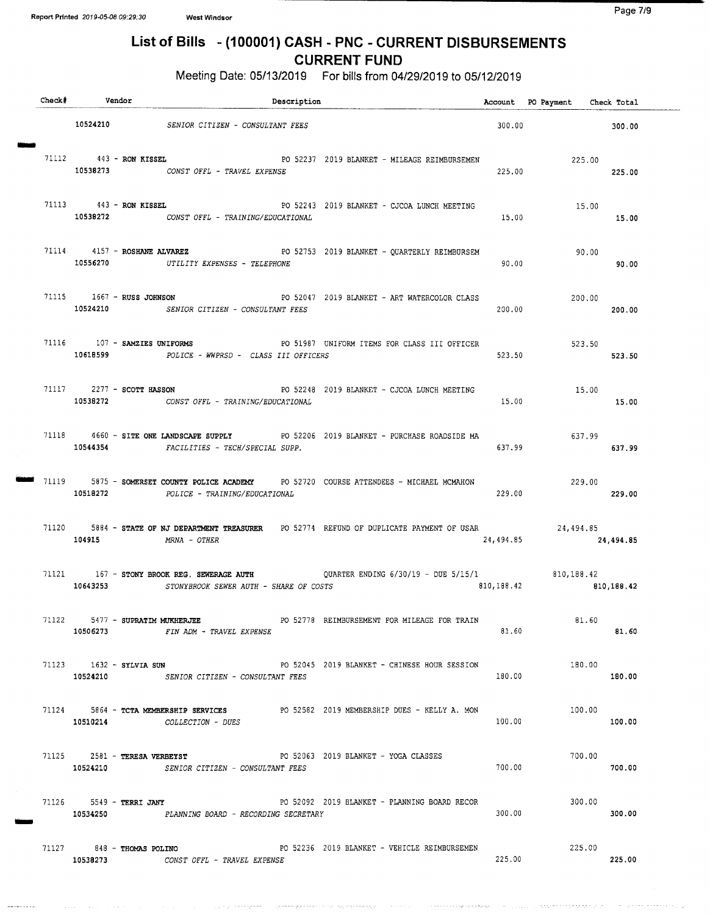# List of Bills - (100001) CASH - PNC - CURRENT DISBURSEMENTS

## CURRENT FUND

Meeting Date: 05/13/2019 For bills from 04/29/2019 to 05/12/2019

| Check# | Vendor | Description | Account | PO Payment | Check Total |
|---|---|---|---|---|---|
| | 10524210 | SENIOR CITIZEN - CONSULTANT FEES | 300.00 | | 300.00 |
| 71112 | 443 - **RON KISSEL** | PO 52237 2019 BLANKET - MILEAGE REIMBURSEMEN | | 225.00 | |
| | 10538273 | CONST OFFL - TRAVEL EXPENSE | 225.00 | | 225.00 |
| 71113 | 443 - **RON KISSEL** | PO 52243 2019 BLANKET - CJCOA LUNCH MEETING | | 15.00 | |
| | 10538272 | CONST OFFL - TRAINING/EDUCATIONAL | 15.00 | | 15.00 |
| 71114 | 4157 - **ROSHANE ALVAREZ** | PO 52753 2019 BLANKET - QUARTERLY REIMBURSEM | | 90.00 | |
| | 10556270 | UTILITY EXPENSES - TELEPHONE | 90.00 | | 90.00 |
| 71115 | 1667 - **RUSS JOHNSON** | PO 52047 2019 BLANKET - ART WATERCOLOR CLASS | | 200.00 | |
| | 10524210 | SENIOR CITIZEN - CONSULTANT FEES | 200.00 | | 200.00 |
| 71116 | 107 - **SAMZIES UNIFORMS** | PO 51987 UNIFORM ITEMS FOR CLASS III OFFICER | | 523.50 | |
| | 10618599 | POLICE - WWPRSD - CLASS III OFFICERS | 523.50 | | 523.50 |
| 71117 | 2277 - **SCOTT HASSON** | PO 52248 2019 BLANKET - CJCOA LUNCH MEETING | | 15.00 | |
| | 10538272 | CONST OFFL - TRAINING/EDUCATIONAL | 15.00 | | 15.00 |
| 71118 | 4660 - **SITE ONE LANDSCAPE SUPPLY** | PO 52206 2019 BLANKET - PURCHASE ROADSIDE MA | | 637.99 | |
| | 10544354 | FACILITIES - TECH/SPECIAL SUPP. | 637.99 | | 637.99 |
| 71119 | 5875 - **SOMERSET COUNTY POLICE ACADEMY** | PO 52720 COURSE ATTENDEES - MICHAEL MCMAHON | | 229.00 | |
| | 10518272 | POLICE - TRAINING/EDUCATIONAL | 229.00 | | 229.00 |
| 71120 | 5884 - **STATE OF NJ DEPARTMENT TREASURER** | PO 52774 REFUND OF DUPLICATE PAYMENT OF USAR | | 24,494.85 | |
| | 104915 | MRNA - OTHER | 24,494.85 | | 24,494.85 |
| 71121 | 167 - **STONY BROOK REG. SEWERAGE AUTH** | QUARTER ENDING 6/30/19 - DUE 5/15/1 | | 810,188.42 | |
| | 10643253 | STONYBROOK SEWER AUTH - SHARE OF COSTS | 810,188.42 | | 810,188.42 |
| 71122 | 5477 - **SUPRATIM MUKHERJEE** | PO 52778 REIMBURSEMENT FOR MILEAGE FOR TRAIN | | 81.60 | |
| | 10506273 | FIN ADM - TRAVEL EXPENSE | 81.60 | | 81.60 |
| 71123 | 1632 - **SYLVIA SUN** | PO 52045 2019 BLANKET - CHINESE HOUR SESSION | | 180.00 | |
| | 10524210 | SENIOR CITIZEN - CONSULTANT FEES | 180.00 | | 180.00 |
| 71124 | 5864 - **TCTA MEMBERSHIP SERVICES** | PO 52582 2019 MEMBERSHIP DUES - KELLY A. MON | | 100.00 | |
| | 10510214 | COLLECTION - DUES | 100.00 | | 100.00 |
| 71125 | 2581 - **TERESA VERBEYST** | PO 52063 2019 BLANKET - YOGA CLASSES | | 700.00 | |
| | 10524210 | SENIOR CITIZEN - CONSULTANT FEES | 700.00 | | 700.00 |
| 71126 | 5549 - **TERRI JANY** | PO 52092 2019 BLANKET - PLANNING BOARD RECOR | | 300.00 | |
| | 10534250 | PLANNING BOARD - RECORDING SECRETARY | 300.00 | | 300.00 |
| 71127 | 848 - **THOMAS POLINO** | PO 52236 2019 BLANKET - VEHICLE REIMBURSEMEN | | 225.00 | |
| | 10538273 | CONST OFFL - TRAVEL EXPENSE | 225.00 | | 225.00 |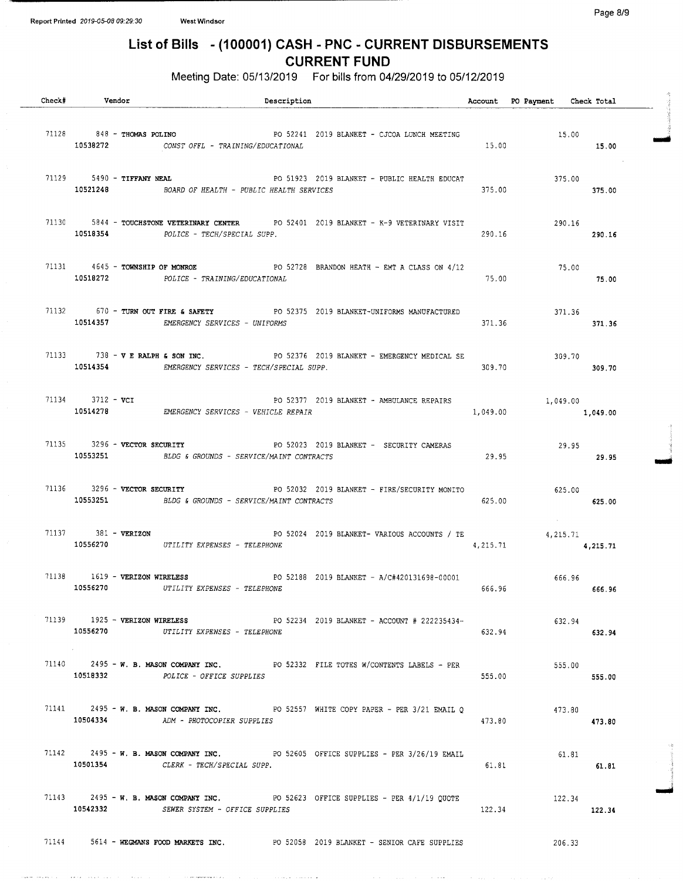Report Printed 2019-05-08 09:29:30 West Windsor

# List of Bills - (100001) CASH - PNC - CURRENT DISBURSEMENTS
## CURRENT FUND

Meeting Date: 05/13/2019 For bills from 04/29/2019 to 05/12/2019

| Check# | Vendor | Description | Account | PO Payment | Check Total |
|---|---|---|---|---|---|
| 71128 | 848 - THOMAS POLINO | PO 52241 2019 BLANKET - CJCOA LUNCH MEETING | | 15.00 | |
| | 10538272 | CONST OFFL - TRAINING/EDUCATIONAL | 15.00 | | 15.00 |
| 71129 | 5490 - TIFFANY NEAL | PO 51923 2019 BLANKET - PUBLIC HEALTH EDUCAT | | 375.00 | |
| | 10521248 | BOARD OF HEALTH - PUBLIC HEALTH SERVICES | 375.00 | | 375.00 |
| 71130 | 5844 - TOUCHSTONE VETERINARY CENTER | PO 52401 2019 BLANKET - K-9 VETERINARY VISIT | | 290.16 | |
| | 10518354 | POLICE - TECH/SPECIAL SUPP. | 290.16 | | 290.16 |
| 71131 | 4645 - TOWNSHIP OF MONROE | PO 52728 BRANDON HEATH - EMT A CLASS ON 4/12 | | 75.00 | |
| | 10518272 | POLICE - TRAINING/EDUCATIONAL | 75.00 | | 75.00 |
| 71132 | 670 - TURN OUT FIRE & SAFETY | PO 52375 2019 BLANKET-UNIFORMS MANUFACTURED | | 371.36 | |
| | 10514357 | EMERGENCY SERVICES - UNIFORMS | 371.36 | | 371.36 |
| 71133 | 738 - V E RALPH & SON INC. | PO 52376 2019 BLANKET - EMERGENCY MEDICAL SE | | 309.70 | |
| | 10514354 | EMERGENCY SERVICES - TECH/SPECIAL SUPP. | 309.70 | | 309.70 |
| 71134 | 3712 - VCI | PO 52377 2019 BLANKET - AMBULANCE REPAIRS | | 1,049.00 | |
| | 10514278 | EMERGENCY SERVICES - VEHICLE REPAIR | 1,049.00 | | 1,049.00 |
| 71135 | 3296 - VECTOR SECURITY | PO 52023 2019 BLANKET - SECURITY CAMERAS | | 29.95 | |
| | 10553251 | BLDG & GROUNDS - SERVICE/MAINT CONTRACTS | 29.95 | | 29.95 |
| 71136 | 3296 - VECTOR SECURITY | PO 52032 2019 BLANKET - FIRE/SECURITY MONITO | | 625.00 | |
| | 10553251 | BLDG & GROUNDS - SERVICE/MAINT CONTRACTS | 625.00 | | 625.00 |
| 71137 | 381 - VERIZON | PO 52024 2019 BLANKET- VARIOUS ACCOUNTS / TE | | 4,215.71 | |
| | 10556270 | UTILITY EXPENSES - TELEPHONE | 4,215.71 | | 4,215.71 |
| 71138 | 1619 - VERIZON WIRELESS | PO 52188 2019 BLANKET - A/C#420131698-00001 | | 666.96 | |
| | 10556270 | UTILITY EXPENSES - TELEPHONE | 666.96 | | 666.96 |
| 71139 | 1925 - VERIZON WIRELESS | PO 52234 2019 BLANKET - ACCOUNT # 222235434- | | 632.94 | |
| | 10556270 | UTILITY EXPENSES - TELEPHONE | 632.94 | | 632.94 |
| 71140 | 2495 - W. B. MASON COMPANY INC. | PO 52332 FILE TOTES W/CONTENTS LABELS - PER | | 555.00 | |
| | 10518332 | POLICE - OFFICE SUPPLIES | 555.00 | | 555.00 |
| 71141 | 2495 - W. B. MASON COMPANY INC. | PO 52557 WHITE COPY PAPER - PER 3/21 EMAIL Q | | 473.80 | |
| | 10504334 | ADM - PHOTOCOPIER SUPPLIES | 473.80 | | 473.80 |
| 71142 | 2495 - W. B. MASON COMPANY INC. | PO 52605 OFFICE SUPPLIES - PER 3/26/19 EMAIL | | 61.81 | |
| | 10501354 | CLERK - TECH/SPECIAL SUPP. | 61.81 | | 61.81 |
| 71143 | 2495 - W. B. MASON COMPANY INC. | PO 52623 OFFICE SUPPLIES - PER 4/1/19 QUOTE | | 122.34 | |
| | 10542332 | SEWER SYSTEM - OFFICE SUPPLIES | 122.34 | | 122.34 |
| 71144 | 5614 - WEGMANS FOOD MARKETS INC. | PO 52058 2019 BLANKET - SENIOR CAFE SUPPLIES | | 206.33 | |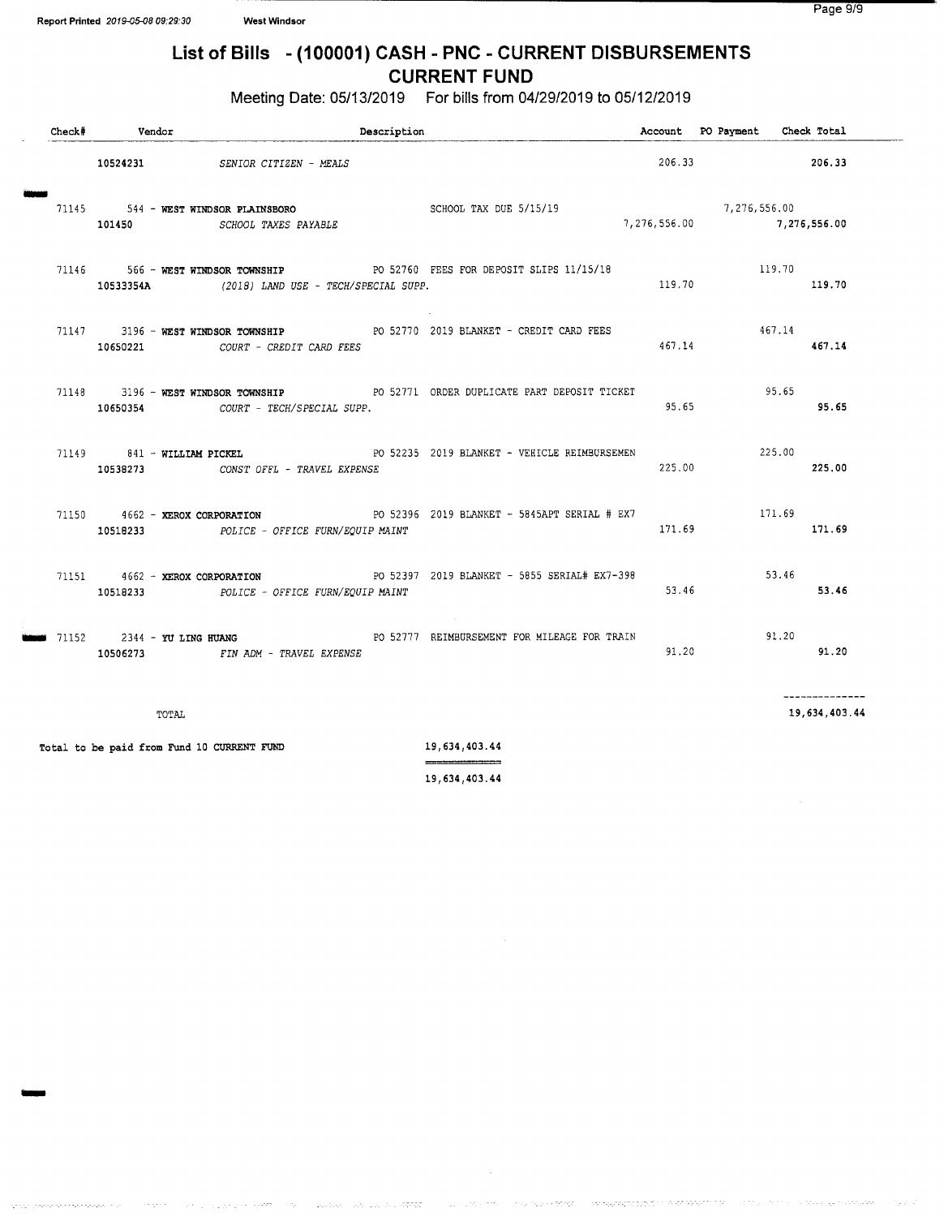Report Printed 2019-05-08 09:29:30 West Windsor

# List of Bills - (100001) CASH - PNC - CURRENT DISBURSEMENTS
## CURRENT FUND

Meeting Date: 05/13/2019 For bills from 04/29/2019 to 05/12/2019

| Check# | Vendor | Description | Account | PO Payment | Check Total |
|---|---|---|---|---|---|
| | 10524231 *SENIOR CITIZEN - MEALS* | | 206.33 | | 206.33 |
| 71145 | 544 - **WEST WINDSOR PLAINSBORO** | SCHOOL TAX DUE 5/15/19 | | 7,276,556.00 | |
| | 101450 *SCHOOL TAXES PAYABLE* | | 7,276,556.00 | | 7,276,556.00 |
| 71146 | 566 - **WEST WINDSOR TOWNSHIP** | PO 52760 FEES FOR DEPOSIT SLIPS 11/15/18 | | 119.70 | |
| | 10533354A *(2018) LAND USE - TECH/SPECIAL SUPP.* | | 119.70 | | 119.70 |
| 71147 | 3196 - **WEST WINDSOR TOWNSHIP** | PO 52770 2019 BLANKET - CREDIT CARD FEES | | 467.14 | |
| | 10650221 *COURT - CREDIT CARD FEES* | | 467.14 | | 467.14 |
| 71148 | 3196 - **WEST WINDSOR TOWNSHIP** | PO 52771 ORDER DUPLICATE PART DEPOSIT TICKET | | 95.65 | |
| | 10650354 *COURT - TECH/SPECIAL SUPP.* | | 95.65 | | 95.65 |
| 71149 | 841 - **WILLIAM PICKEL** | PO 52235 2019 BLANKET - VEHICLE REIMBURSEMEN | | 225.00 | |
| | 10538273 *CONST OFFL - TRAVEL EXPENSE* | | 225.00 | | 225.00 |
| 71150 | 4662 - **XEROX CORPORATION** | PO 52396 2019 BLANKET - 5845APT SERIAL # EX7 | | 171.69 | |
| | 10518233 *POLICE - OFFICE FURN/EQUIP MAINT* | | 171.69 | | 171.69 |
| 71151 | 4662 - **XEROX CORPORATION** | PO 52397 2019 BLANKET - 5855 SERIAL# EX7-398 | | 53.46 | |
| | 10518233 *POLICE - OFFICE FURN/EQUIP MAINT* | | 53.46 | | 53.46 |
| 71152 | 2344 - **YU LING HUANG** | PO 52777 REIMBURSEMENT FOR MILEAGE FOR TRAIN | | 91.20 | |
| | 10506273 *FIN ADM - TRAVEL EXPENSE* | | 91.20 | | 91.20 |
| | TOTAL | | | | 19,634,403.44 |

**Total to be paid from Fund 10 CURRENT FUND** 19,634,403.44

19,634,403.44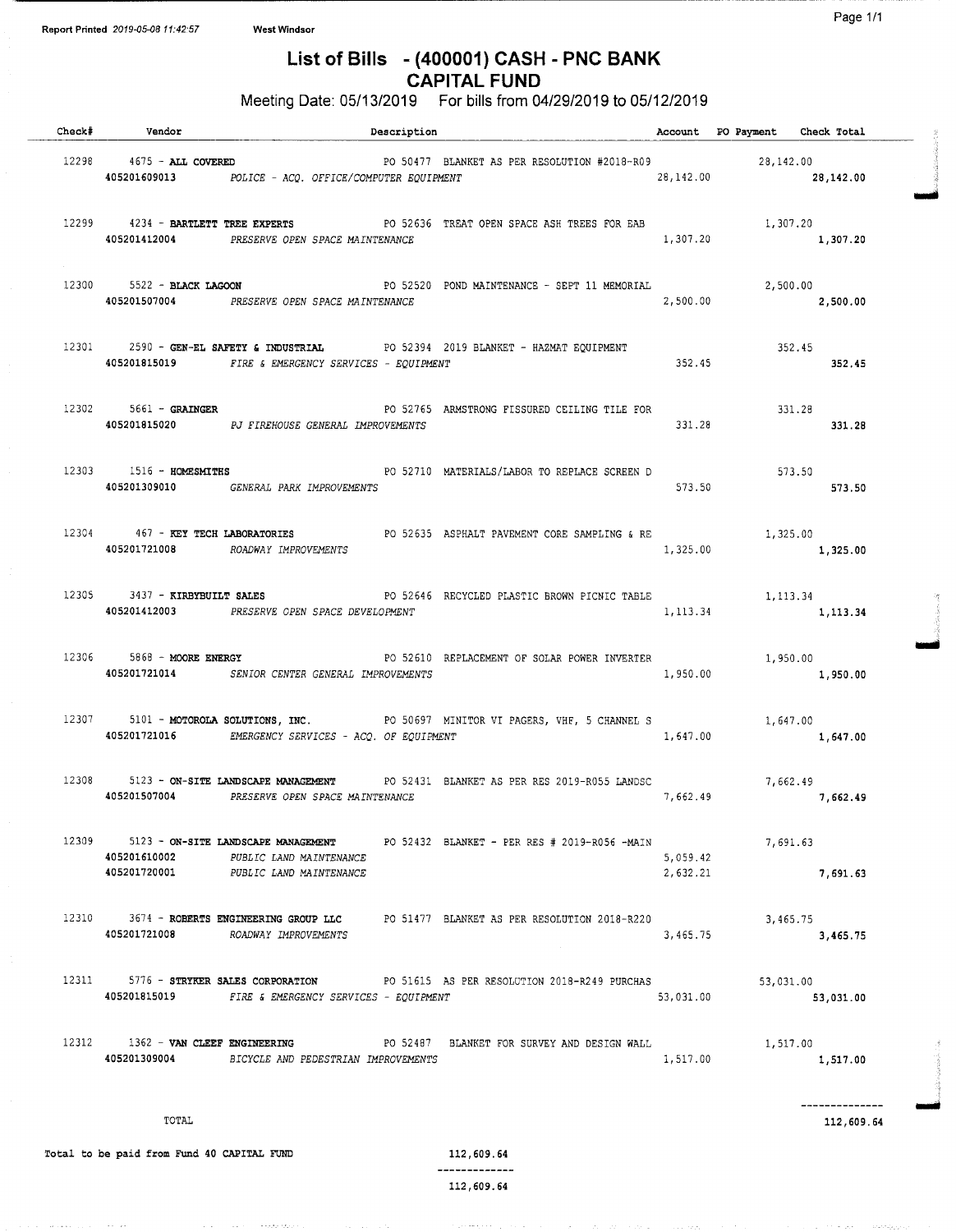Report Printed 2019-05-08 11:42:57 West Windsor

# List of Bills - (400001) CASH - PNC BANK
## CAPITAL FUND

Meeting Date: 05/13/2019 For bills from 04/29/2019 to 05/12/2019

| Check# | Vendor | Description | Account | PO Payment | Check Total |
|---|---|---|---|---|---|
| 12298 | 4675 - **ALL COVERED** | PO 50477 BLANKET AS PER RESOLUTION #2018-R09 | | 28,142.00 | |
| | 405201609013 | *POLICE - ACQ. OFFICE/COMPUTER EQUIPMENT* | 28,142.00 | | **28,142.00** |
| 12299 | 4234 - **BARTLETT TREE EXPERTS** | PO 52636 TREAT OPEN SPACE ASH TREES FOR EAB | | 1,307.20 | |
| | 405201412004 | *PRESERVE OPEN SPACE MAINTENANCE* | 1,307.20 | | **1,307.20** |
| 12300 | 5522 - **BLACK LAGOON** | PO 52520 POND MAINTENANCE - SEPT 11 MEMORIAL | | 2,500.00 | |
| | 405201507004 | *PRESERVE OPEN SPACE MAINTENANCE* | 2,500.00 | | **2,500.00** |
| 12301 | 2590 - **GEN-EL SAFETY & INDUSTRIAL** | PO 52394 2019 BLANKET - HAZMAT EQUIPMENT | | 352.45 | |
| | 405201815019 | *FIRE & EMERGENCY SERVICES - EQUIPMENT* | 352.45 | | **352.45** |
| 12302 | 5661 - **GRAINGER** | PO 52765 ARMSTRONG FISSURED CEILING TILE FOR | | 331.28 | |
| | 405201815020 | *PJ FIREHOUSE GENERAL IMPROVEMENTS* | 331.28 | | **331.28** |
| 12303 | 1516 - **HOMESMITHS** | PO 52710 MATERIALS/LABOR TO REPLACE SCREEN D | | 573.50 | |
| | 405201309010 | *GENERAL PARK IMPROVEMENTS* | 573.50 | | **573.50** |
| 12304 | 467 - **KEY TECH LABORATORIES** | PO 52635 ASPHALT PAVEMENT CORE SAMPLING & RE | | 1,325.00 | |
| | 405201721008 | *ROADWAY IMPROVEMENTS* | 1,325.00 | | **1,325.00** |
| 12305 | 3437 - **KIRBYBUILT SALES** | PO 52646 RECYCLED PLASTIC BROWN PICNIC TABLE | | 1,113.34 | |
| | 405201412003 | *PRESERVE OPEN SPACE DEVELOPMENT* | 1,113.34 | | **1,113.34** |
| 12306 | 5868 - **MOORE ENERGY** | PO 52610 REPLACEMENT OF SOLAR POWER INVERTER | | 1,950.00 | |
| | 405201721014 | *SENIOR CENTER GENERAL IMPROVEMENTS* | 1,950.00 | | **1,950.00** |
| 12307 | 5101 - **MOTOROLA SOLUTIONS, INC.** | PO 50697 MINITOR VI PAGERS, VHF, 5 CHANNEL S | | 1,647.00 | |
| | 405201721016 | *EMERGENCY SERVICES - ACQ. OF EQUIPMENT* | 1,647.00 | | **1,647.00** |
| 12308 | 5123 - **ON-SITE LANDSCAPE MANAGEMENT** | PO 52431 BLANKET AS PER RES 2019-R055 LANDSC | | 7,662.49 | |
| | 405201507004 | *PRESERVE OPEN SPACE MAINTENANCE* | 7,662.49 | | **7,662.49** |
| 12309 | 5123 - **ON-SITE LANDSCAPE MANAGEMENT** | PO 52432 BLANKET - PER RES # 2019-R056 -MAIN | | 7,691.63 | |
| | 405201610002 | *PUBLIC LAND MAINTENANCE* | 5,059.42 | | |
| | 405201720001 | *PUBLIC LAND MAINTENANCE* | 2,632.21 | | **7,691.63** |
| 12310 | 3674 - **ROBERTS ENGINEERING GROUP LLC** | PO 51477 BLANKET AS PER RESOLUTION 2018-R220 | | 3,465.75 | |
| | 405201721008 | *ROADWAY IMPROVEMENTS* | 3,465.75 | | **3,465.75** |
| 12311 | 5776 - **STRYKER SALES CORPORATION** | PO 51615 AS PER RESOLUTION 2018-R249 PURCHAS | | 53,031.00 | |
| | 405201815019 | *FIRE & EMERGENCY SERVICES - EQUIPMENT* | 53,031.00 | | **53,031.00** |
| 12312 | 1362 - **VAN CLEEF ENGINEERING** | PO 52487 BLANKET FOR SURVEY AND DESIGN WALL | | 1,517.00 | |
| | 405201309004 | *BICYCLE AND PEDESTRIAN IMPROVEMENTS* | 1,517.00 | | **1,517.00** |
| | TOTAL | | | | **112,609.64** |

Total to be paid from Fund 40 CAPITAL FUND 112,609.64

112,609.64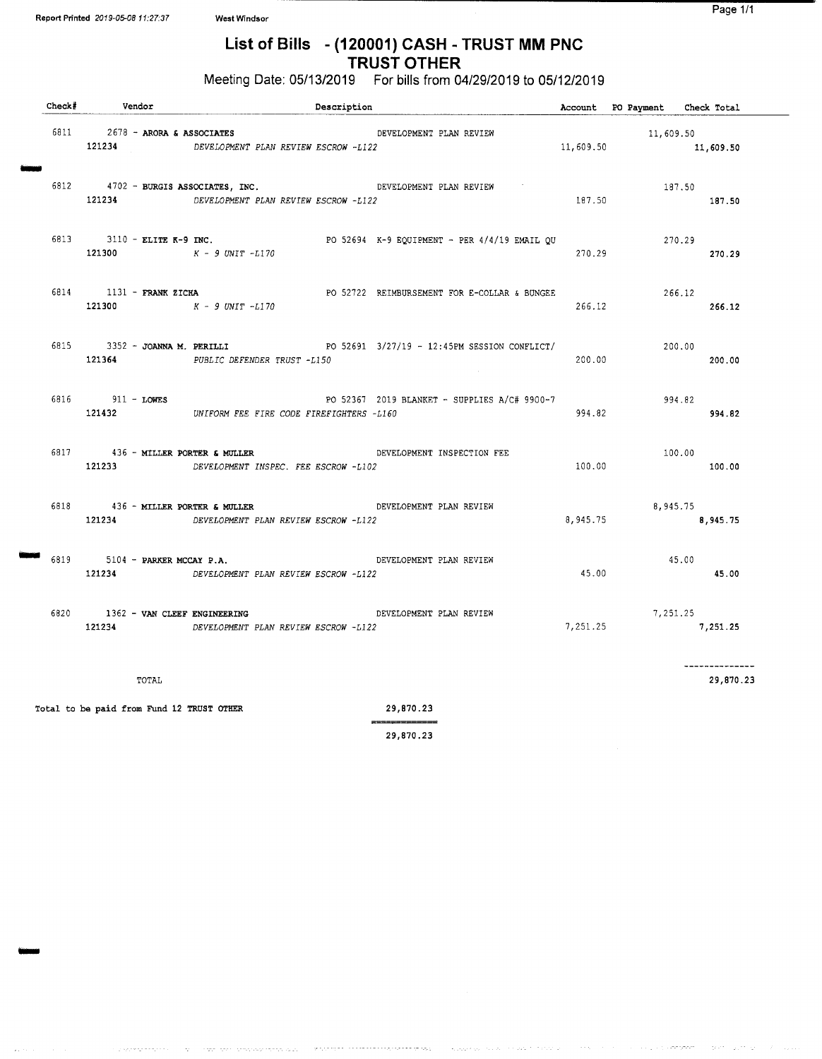# List of Bills - (120001) CASH - TRUST MM PNC
## TRUST OTHER

Meeting Date: 05/13/2019 For bills from 04/29/2019 to 05/12/2019

| Check# | Vendor | Description | Account | PO Payment | Check Total |
|---|---|---|---|---|---|
| 6811 | 2678 - **ARORA & ASSOCIATES** | DEVELOPMENT PLAN REVIEW | | 11,609.50 | |
| | 121234 | *DEVELOPMENT PLAN REVIEW ESCROW -L122* | 11,609.50 | | 11,609.50 |
| 6812 | 4702 - **BURGIS ASSOCIATES, INC.** | DEVELOPMENT PLAN REVIEW | | 187.50 | |
| | 121234 | *DEVELOPMENT PLAN REVIEW ESCROW -L122* | 187.50 | | 187.50 |
| 6813 | 3110 - **ELITE K-9 INC.** | PO 52694 K-9 EQUIPMENT - PER 4/4/19 EMAIL QU | | 270.29 | |
| | 121300 | *K - 9 UNIT -L170* | 270.29 | | 270.29 |
| 6814 | 1131 - **FRANK ZICHA** | PO 52722 REIMBURSEMENT FOR E-COLLAR & BUNGEE | | 266.12 | |
| | 121300 | *K - 9 UNIT -L170* | 266.12 | | 266.12 |
| 6815 | 3352 - **JOANNA M. PERILLI** | PO 52691 3/27/19 - 12:45PM SESSION CONFLICT/ | | 200.00 | |
| | 121364 | *PUBLIC DEFENDER TRUST -L150* | 200.00 | | 200.00 |
| 6816 | 911 - **LOWES** | PO 52367 2019 BLANKET - SUPPLIES A/C# 9900-7 | | 994.82 | |
| | 121432 | *UNIFORM FEE FIRE CODE FIREFIGHTERS -L160* | 994.82 | | 994.82 |
| 6817 | 436 - **MILLER PORTER & MULLER** | DEVELOPMENT INSPECTION FEE | | 100.00 | |
| | 121233 | *DEVELOPMENT INSPEC. FEE ESCROW -L102* | 100.00 | | 100.00 |
| 6818 | 436 - **MILLER PORTER & MULLER** | DEVELOPMENT PLAN REVIEW | | 8,945.75 | |
| | 121234 | *DEVELOPMENT PLAN REVIEW ESCROW -L122* | 8,945.75 | | 8,945.75 |
| 6819 | 5104 - **PARKER MCCAY P.A.** | DEVELOPMENT PLAN REVIEW | | 45.00 | |
| | 121234 | *DEVELOPMENT PLAN REVIEW ESCROW -L122* | 45.00 | | 45.00 |
| 6820 | 1362 - **VAN CLEEF ENGINEERING** | DEVELOPMENT PLAN REVIEW | | 7,251.25 | |
| | 121234 | *DEVELOPMENT PLAN REVIEW ESCROW -L122* | 7,251.25 | | 7,251.25 |
| | TOTAL | | | | 29,870.23 |

Total to be paid from Fund 12 TRUST OTHER 29,870.23

29,870.23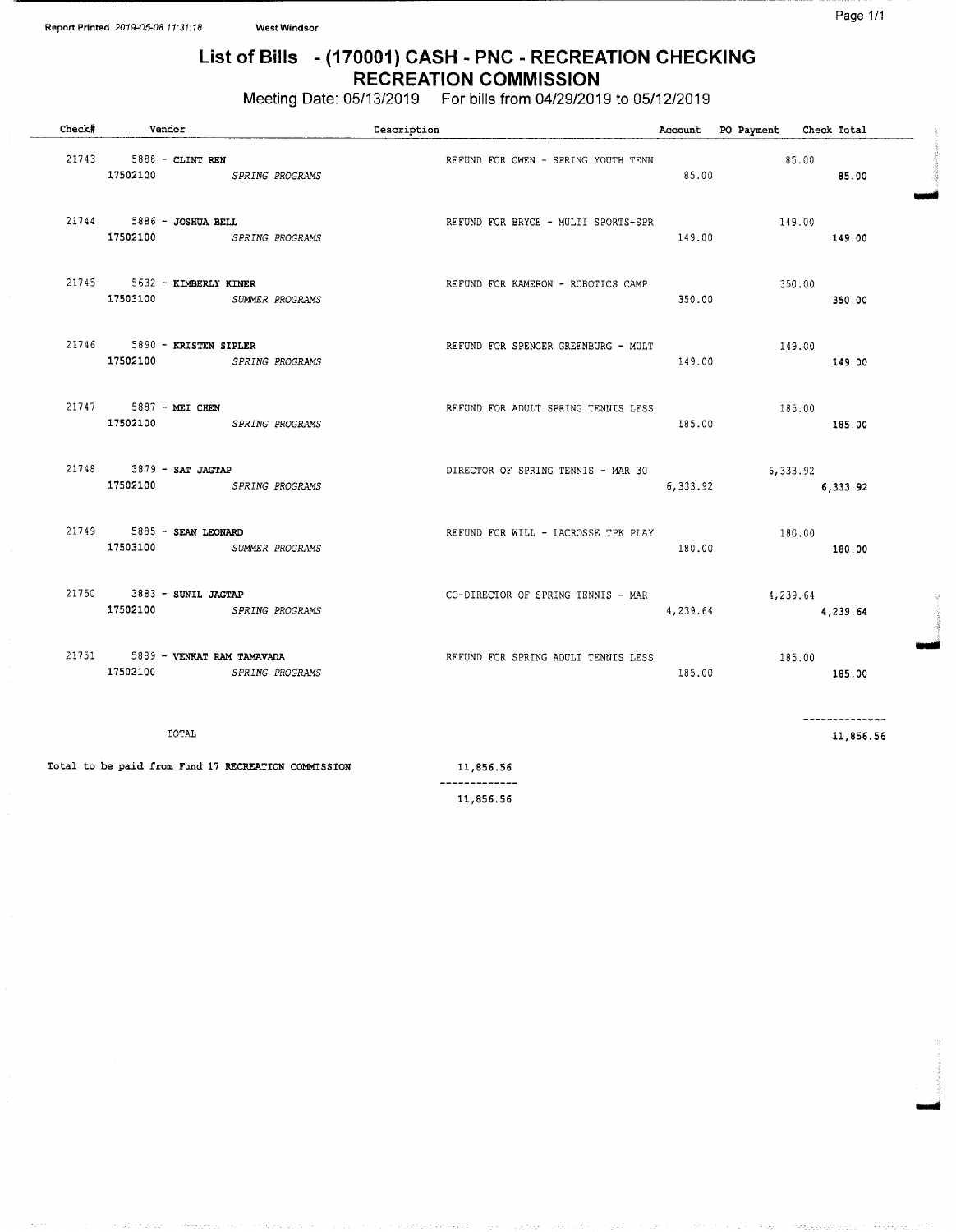Report Printed 2019-05-08 11:31:18 West Windsor

# List of Bills - (170001) CASH - PNC - RECREATION CHECKING
## RECREATION COMMISSION

Meeting Date: 05/13/2019 For bills from 04/29/2019 to 05/12/2019

| Check# | Vendor | Description | Account | PO Payment | Check Total |
|---|---|---|---|---|---|
| 21743 | 5888 - **CLINT REN** | REFUND FOR OWEN - SPRING YOUTH TENN | | 85.00 | |
| | **17502100** *SPRING PROGRAMS* | | 85.00 | | **85.00** |
| 21744 | 5886 - **JOSHUA BELL** | REFUND FOR BRYCE - MULTI SPORTS-SPR | | 149.00 | |
| | **17502100** *SPRING PROGRAMS* | | 149.00 | | **149.00** |
| 21745 | 5632 - **KIMBERLY KINER** | REFUND FOR KAMERON - ROBOTICS CAMP | | 350.00 | |
| | **17503100** *SUMMER PROGRAMS* | | 350.00 | | **350.00** |
| 21746 | 5890 - **KRISTEN SIPLER** | REFUND FOR SPENCER GREENBURG - MULT | | 149.00 | |
| | **17502100** *SPRING PROGRAMS* | | 149.00 | | **149.00** |
| 21747 | 5887 - **MEI CHEN** | REFUND FOR ADULT SPRING TENNIS LESS | | 185.00 | |
| | **17502100** *SPRING PROGRAMS* | | 185.00 | | **185.00** |
| 21748 | 3879 - **SAT JAGTAP** | DIRECTOR OF SPRING TENNIS - MAR 30 | | 6,333.92 | |
| | **17502100** *SPRING PROGRAMS* | | 6,333.92 | | **6,333.92** |
| 21749 | 5885 - **SEAN LEONARD** | REFUND FOR WILL - LACROSSE TPK PLAY | | 180.00 | |
| | **17503100** *SUMMER PROGRAMS* | | 180.00 | | **180.00** |
| 21750 | 3883 - **SUNIL JAGTAP** | CO-DIRECTOR OF SPRING TENNIS - MAR | | 4,239.64 | |
| | **17502100** *SPRING PROGRAMS* | | 4,239.64 | | **4,239.64** |
| 21751 | 5889 - **VENKAT RAM TAMAVADA** | REFUND FOR SPRING ADULT TENNIS LESS | | 185.00 | |
| | **17502100** *SPRING PROGRAMS* | | 185.00 | | **185.00** |
| | TOTAL | | | | 11,856.56 |

Total to be paid from Fund 17 RECREATION COMMISSION 11,856.56

11,856.56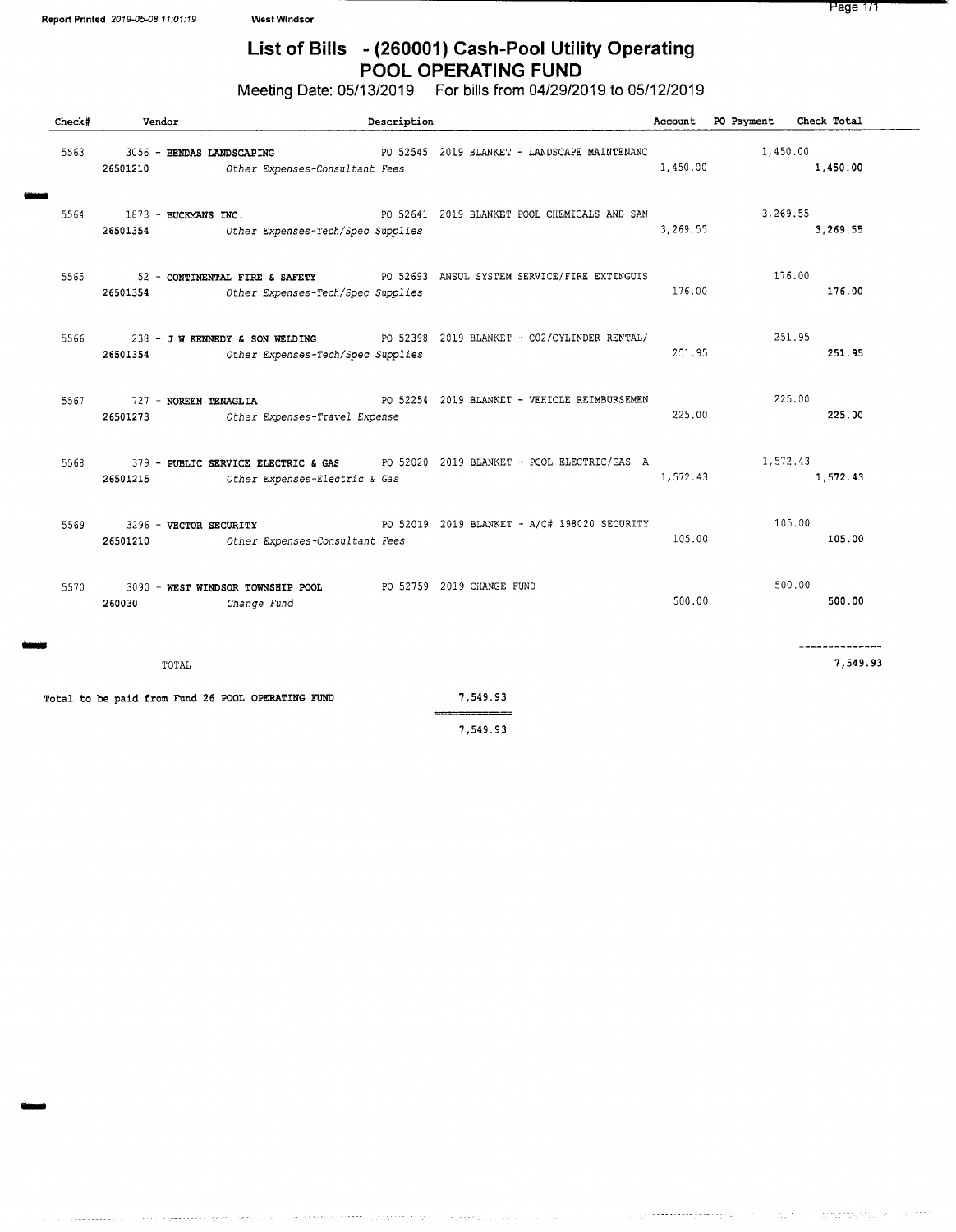Report Printed 2019-05-08 11:01:19 West Windsor

# List of Bills - (260001) Cash-Pool Utility Operating
## POOL OPERATING FUND

Meeting Date: 05/13/2019 For bills from 04/29/2019 to 05/12/2019

| Check# | Vendor | Description | Account | PO Payment | Check Total |
|---|---|---|---|---|---|
| 5563 | 3056 - **BENDAS LANDSCAPING** | PO 52545 2019 BLANKET - LANDSCAPE MAINTENANC | | 1,450.00 | |
| | 26501210 *Other Expenses-Consultant Fees* | | 1,450.00 | | **1,450.00** |
| 5564 | 1873 - **BUCKMANS INC.** | PO 52641 2019 BLANKET POOL CHEMICALS AND SAN | | 3,269.55 | |
| | 26501354 *Other Expenses-Tech/Spec Supplies* | | 3,269.55 | | **3,269.55** |
| 5565 | 52 - **CONTINENTAL FIRE & SAFETY** | PO 52693 ANSUL SYSTEM SERVICE/FIRE EXTINGUIS | | 176.00 | |
| | 26501354 *Other Expenses-Tech/Spec Supplies* | | 176.00 | | **176.00** |
| 5566 | 238 - **J W KENNEDY & SON WELDING** | PO 52398 2019 BLANKET - CO2/CYLINDER RENTAL/ | | 251.95 | |
| | 26501354 *Other Expenses-Tech/Spec Supplies* | | 251.95 | | **251.95** |
| 5567 | 727 - **NOREEN TENAGLIA** | PO 52254 2019 BLANKET - VEHICLE REIMBURSEMEN | | 225.00 | |
| | 26501273 *Other Expenses-Travel Expense* | | 225.00 | | **225.00** |
| 5568 | 379 - **PUBLIC SERVICE ELECTRIC & GAS** | PO 52020 2019 BLANKET - POOL ELECTRIC/GAS A | | 1,572.43 | |
| | 26501215 *Other Expenses-Electric & Gas* | | 1,572.43 | | **1,572.43** |
| 5569 | 3296 - **VECTOR SECURITY** | PO 52019 2019 BLANKET - A/C# 198020 SECURITY | | 105.00 | |
| | 26501210 *Other Expenses-Consultant Fees* | | 105.00 | | **105.00** |
| 5570 | 3090 - **WEST WINDSOR TOWNSHIP POOL** | PO 52759 2019 CHANGE FUND | | 500.00 | |
| | 260030 *Change Fund* | | 500.00 | | **500.00** |
| | TOTAL | | | | **7,549.93** |

Total to be paid from Fund 26 POOL OPERATING FUND 7,549.93

7,549.93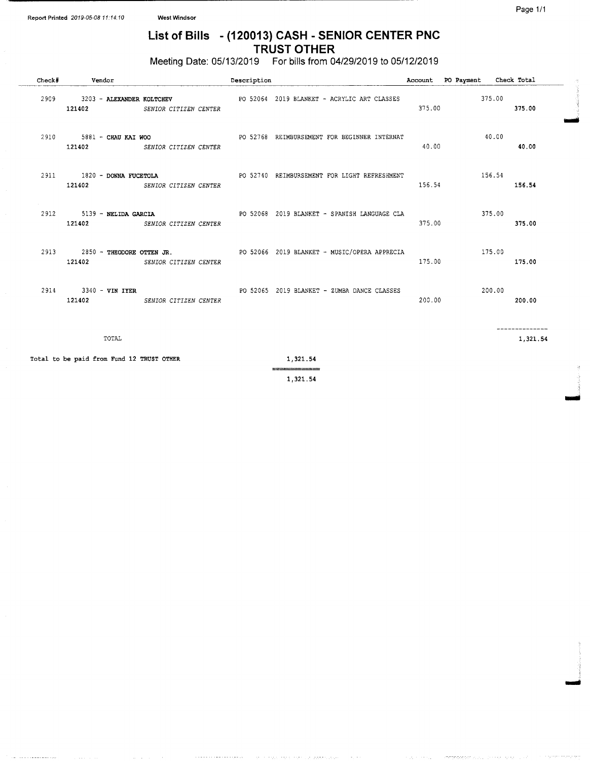Report Printed 2019-05-08 11:14:10 West Windsor

# List of Bills - (120013) CASH - SENIOR CENTER PNC TRUST OTHER

Meeting Date: 05/13/2019 For bills from 04/29/2019 to 05/12/2019

| Check# | Vendor | Description | Account | PO Payment | Check Total |
|---|---|---|---|---|---|
| 2909 | 3203 - **ALEXANDER KOLTCHEV** | PO 52064 2019 BLANKET - ACRYLIC ART CLASSES | | 375.00 | |
| | 121402 *SENIOR CITIZEN CENTER* | | 375.00 | | **375.00** |
| 2910 | 5881 - **CHAU KAI WOO** | PO 52768 REIMBURSEMENT FOR BEGINNER INTERNAT | | 40.00 | |
| | 121402 *SENIOR CITIZEN CENTER* | | 40.00 | | **40.00** |
| 2911 | 1820 - **DONNA FUCETOLA** | PO 52740 REIMBURSEMENT FOR LIGHT REFRESHMENT | | 156.54 | |
| | 121402 *SENIOR CITIZEN CENTER* | | 156.54 | | **156.54** |
| 2912 | 5139 - **NELIDA GARCIA** | PO 52068 2019 BLANKET - SPANISH LANGUAGE CLA | | 375.00 | |
| | 121402 *SENIOR CITIZEN CENTER* | | 375.00 | | **375.00** |
| 2913 | 2850 - **THEODORE OTTEN JR.** | PO 52066 2019 BLANKET - MUSIC/OPERA APPRECIA | | 175.00 | |
| | 121402 *SENIOR CITIZEN CENTER* | | 175.00 | | **175.00** |
| 2914 | 3340 - **VIN IYER** | PO 52065 2019 BLANKET - ZUMBA DANCE CLASSES | | 200.00 | |
| | 121402 *SENIOR CITIZEN CENTER* | | 200.00 | | **200.00** |
| | TOTAL | | | | 1,321.54 |

Total to be paid from Fund 12 TRUST OTHER 1,321.54

1,321.54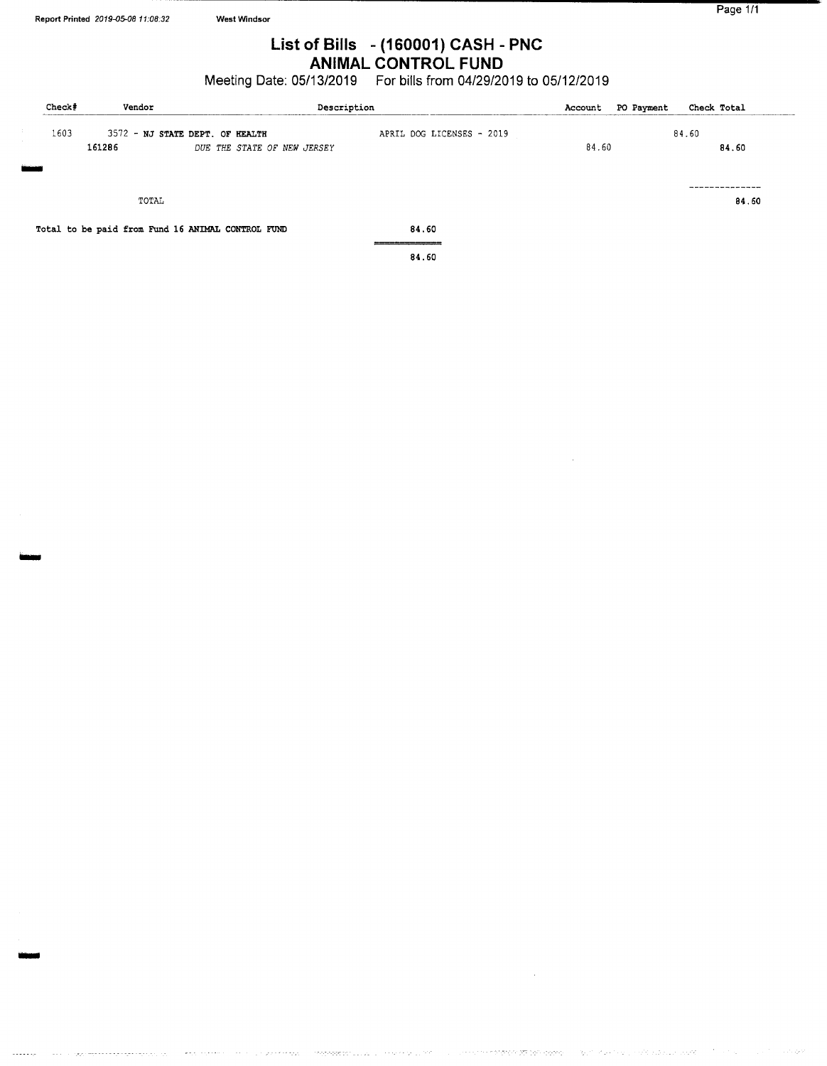# List of Bills - (160001) CASH - PNC
## ANIMAL CONTROL FUND

Meeting Date: 05/13/2019 For bills from 04/29/2019 to 05/12/2019

| Check# | Vendor | Description | Account | PO Payment | Check Total |
|---|---|---|---|---|---|
| 1603 | 3572 - **NJ STATE DEPT. OF HEALTH** | APRIL DOG LICENSES - 2019 | | 84.60 | |
| | **161286** | *DUE THE STATE OF NEW JERSEY* | 84.60 | | **84.60** |
| | TOTAL | | | | **84.60** |

**Total to be paid from Fund 16 ANIMAL CONTROL FUND** 84.60

84.60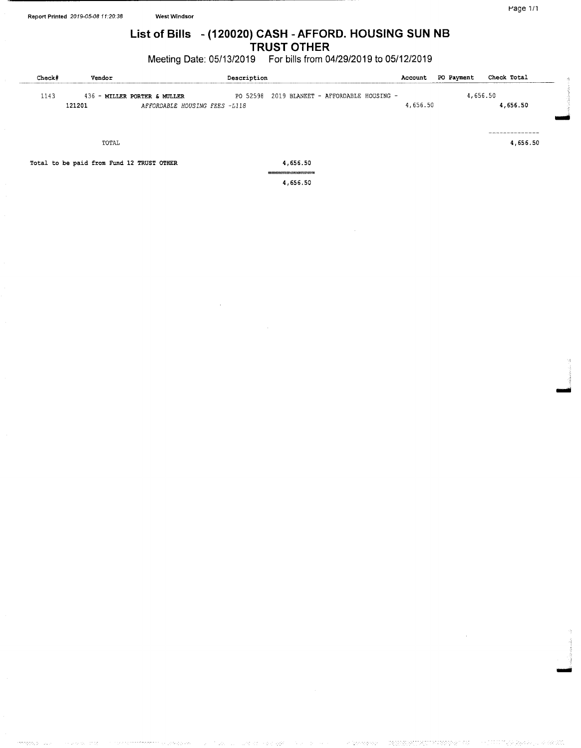Report Printed 2019-05-08 11:20:38 West Windsor

# List of Bills - (120020) CASH - AFFORD. HOUSING SUN NB TRUST OTHER

Meeting Date: 05/13/2019 For bills from 04/29/2019 to 05/12/2019

| Check# | Vendor | Description | Account | PO Payment | Check Total |
|---|---|---|---|---|---|
| 1143 | 436 - **MILLER PORTER & MULLER** | PO 52598 2019 BLANKET - AFFORDABLE HOUSING - | | 4,656.50 | |
| | 121201 | *AFFORDABLE HOUSING FEES -L118* | 4,656.50 | | 4,656.50 |
| | TOTAL | | | | 4,656.50 |

Total to be paid from Fund 12 TRUST OTHER 4,656.50

4,656.50